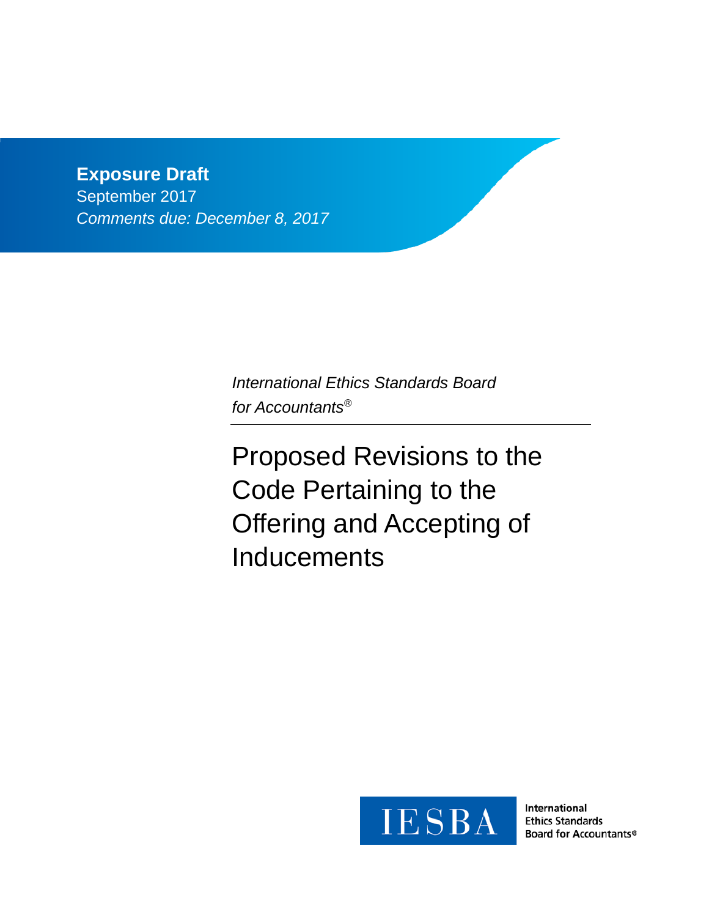**Exposure Draft**

September 2017

*Comments due: December 8, 2017*

*International Ethics Standards Board for Accountants®*

# Proposed Revisions to the Code Pertaining to the Offering and Accepting of Inducements

IESBA

International Ethics Standards Board for Accountants®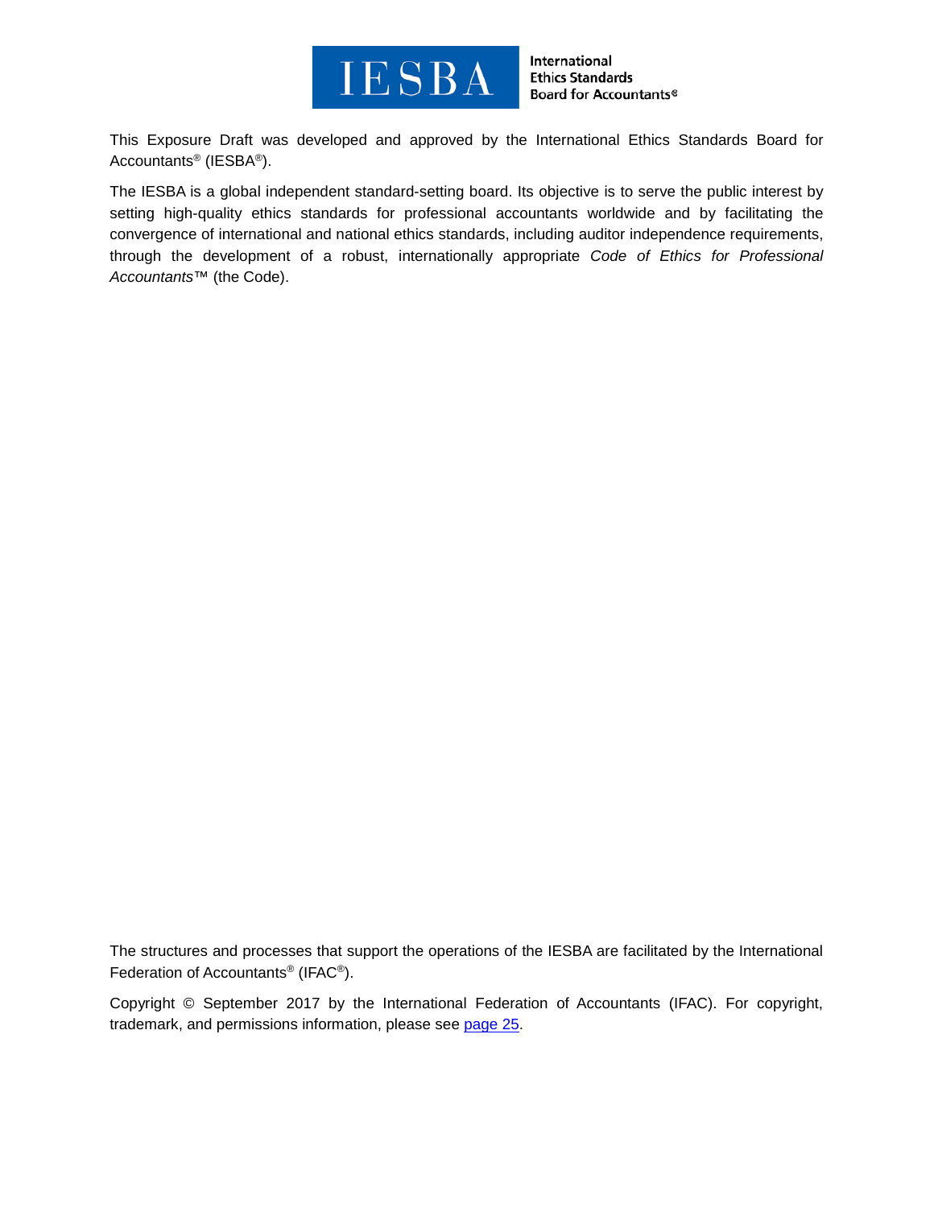This Exposure Draft was developed and approved by the International Ethics Standards Board for Accountants® (IESBA®).

The IESBA is a global independent standard-setting board. Its objective is to serve the public interest by setting high-quality ethics standards for professional accountants worldwide and by facilitating the convergence of international and national ethics standards, including auditor independence requirements, through the development of a robust, internationally appropriate *Code of Ethics for Professional Accountants*™ (the Code).

The structures and processes that support the operations of the IESBA are facilitated by the International Federation of Accountants® (IFAC®).

Copyright © September 2017 by the International Federation of Accountants (IFAC). For copyright, trademark, and permissions information, please see page 25.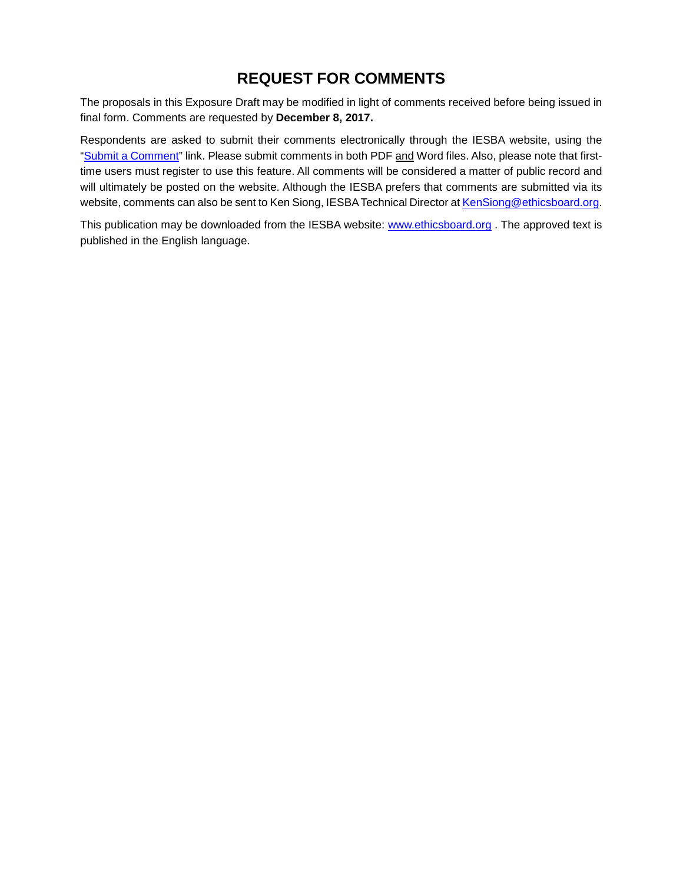# REQUEST FOR COMMENTS

The proposals in this Exposure Draft may be modified in light of comments received before being issued in final form. Comments are requested by **December 8, 2017.**

Respondents are asked to submit their comments electronically through the IESBA website, using the "[Submit a Comment](Submit a Comment)" link. Please submit comments in both PDF and Word files. Also, please note that first-time users must register to use this feature. All comments will be considered a matter of public record and will ultimately be posted on the website. Although the IESBA prefers that comments are submitted via its website, comments can also be sent to Ken Siong, IESBA Technical Director at [KenSiong@ethicsboard.org](mailto:KenSiong@ethicsboard.org).

This publication may be downloaded from the IESBA website: [www.ethicsboard.org](http://www.ethicsboard.org) . The approved text is published in the English language.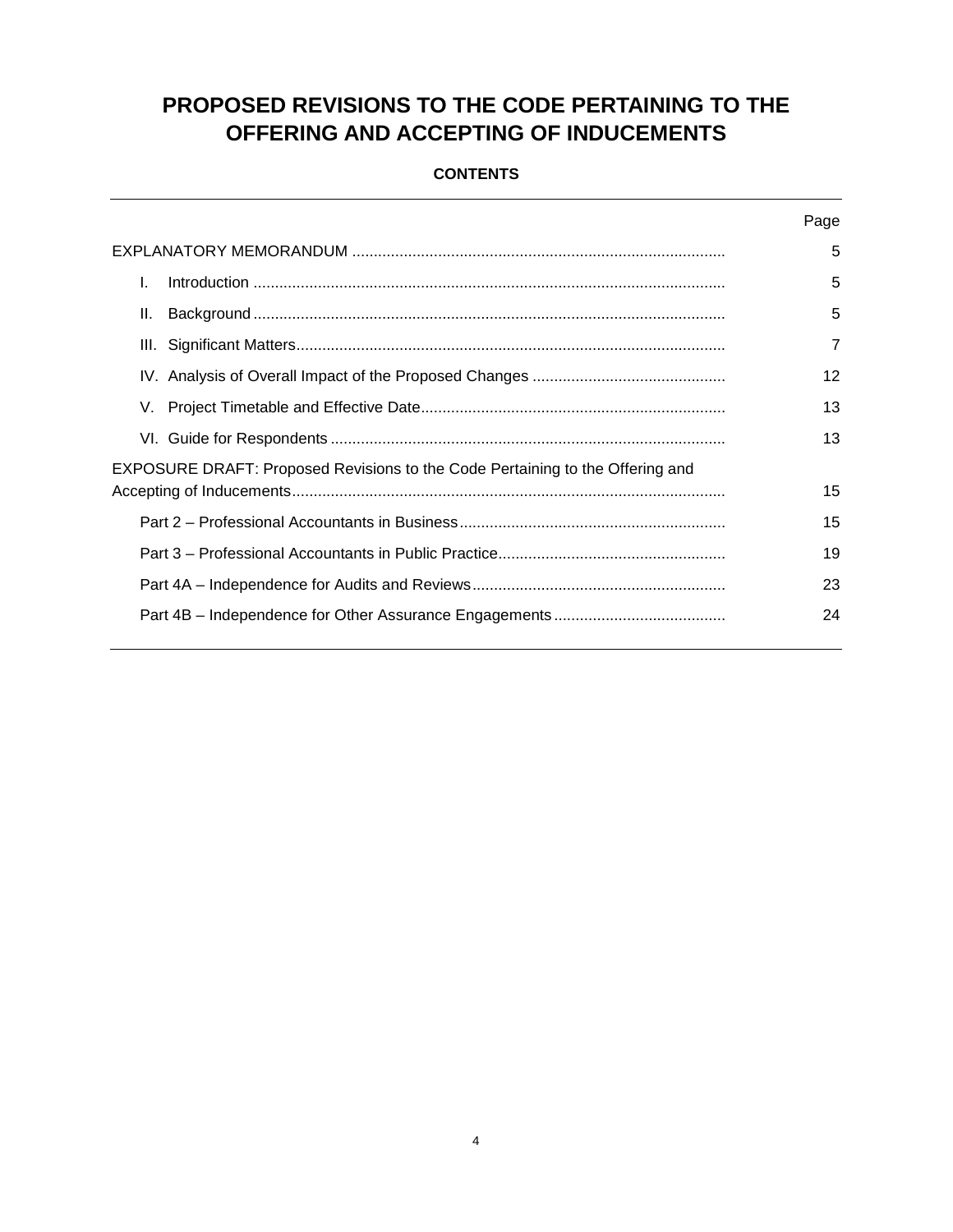# PROPOSED REVISIONS TO THE CODE PERTAINING TO THE OFFERING AND ACCEPTING OF INDUCEMENTS

**CONTENTS**

| | Page |
|---|---|
| EXPLANATORY MEMORANDUM | 5 |
| I. Introduction | 5 |
| II. Background | 5 |
| III. Significant Matters | 7 |
| IV. Analysis of Overall Impact of the Proposed Changes | 12 |
| V. Project Timetable and Effective Date | 13 |
| VI. Guide for Respondents | 13 |
| EXPOSURE DRAFT: Proposed Revisions to the Code Pertaining to the Offering and Accepting of Inducements | 15 |
| Part 2 – Professional Accountants in Business | 15 |
| Part 3 – Professional Accountants in Public Practice | 19 |
| Part 4A – Independence for Audits and Reviews | 23 |
| Part 4B – Independence for Other Assurance Engagements | 24 |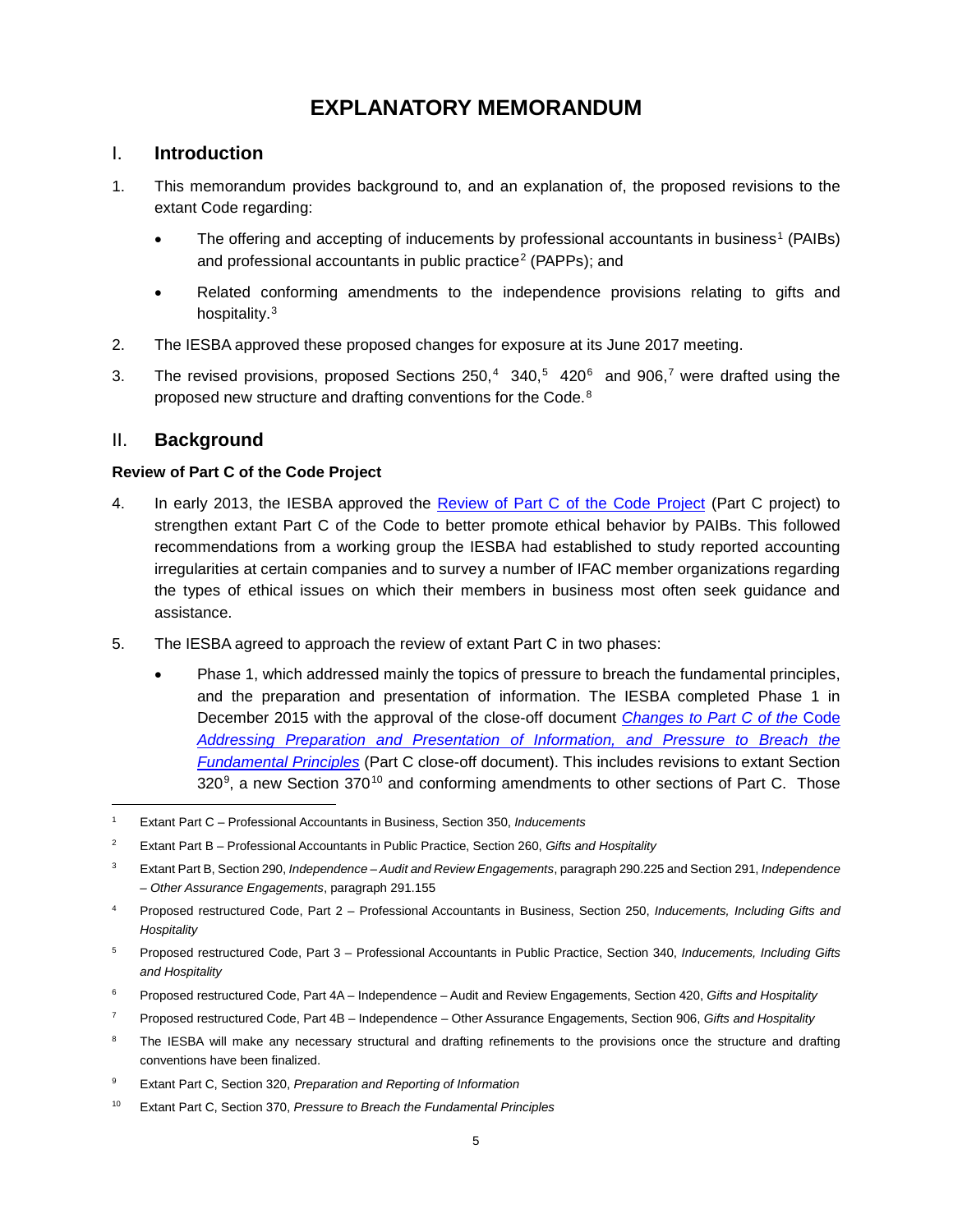# EXPLANATORY MEMORANDUM

## I. Introduction

1. This memorandum provides background to, and an explanation of, the proposed revisions to the extant Code regarding:

   - The offering and accepting of inducements by professional accountants in business[1] (PAIBs) and professional accountants in public practice[2] (PAPPs); and
   - Related conforming amendments to the independence provisions relating to gifts and hospitality.[3]

2. The IESBA approved these proposed changes for exposure at its June 2017 meeting.

3. The revised provisions, proposed Sections 250,[4] 340,[5] 420[6] and 906,[7] were drafted using the proposed new structure and drafting conventions for the Code.[8]

## II. Background

### Review of Part C of the Code Project

4. In early 2013, the IESBA approved the Review of Part C of the Code Project (Part C project) to strengthen extant Part C of the Code to better promote ethical behavior by PAIBs. This followed recommendations from a working group the IESBA had established to study reported accounting irregularities at certain companies and to survey a number of IFAC member organizations regarding the types of ethical issues on which their members in business most often seek guidance and assistance.

5. The IESBA agreed to approach the review of extant Part C in two phases:

   - Phase 1, which addressed mainly the topics of pressure to breach the fundamental principles, and the preparation and presentation of information. The IESBA completed Phase 1 in December 2015 with the approval of the close-off document *Changes to Part C of the Code Addressing Preparation and Presentation of Information, and Pressure to Breach the Fundamental Principles* (Part C close-off document). This includes revisions to extant Section 320[9], a new Section 370[10] and conforming amendments to other sections of Part C. Those

---

[1] Extant Part C – Professional Accountants in Business, Section 350, *Inducements*

[2] Extant Part B – Professional Accountants in Public Practice, Section 260, *Gifts and Hospitality*

[3] Extant Part B, Section 290, *Independence – Audit and Review Engagements*, paragraph 290.225 and Section 291, *Independence – Other Assurance Engagements*, paragraph 291.155

[4] Proposed restructured Code, Part 2 – Professional Accountants in Business, Section 250, *Inducements, Including Gifts and Hospitality*

[5] Proposed restructured Code, Part 3 – Professional Accountants in Public Practice, Section 340, *Inducements, Including Gifts and Hospitality*

[6] Proposed restructured Code, Part 4A – Independence – Audit and Review Engagements, Section 420, *Gifts and Hospitality*

[7] Proposed restructured Code, Part 4B – Independence – Other Assurance Engagements, Section 906, *Gifts and Hospitality*

[8] The IESBA will make any necessary structural and drafting refinements to the provisions once the structure and drafting conventions have been finalized.

[9] Extant Part C, Section 320, *Preparation and Reporting of Information*

[10] Extant Part C, Section 370, *Pressure to Breach the Fundamental Principles*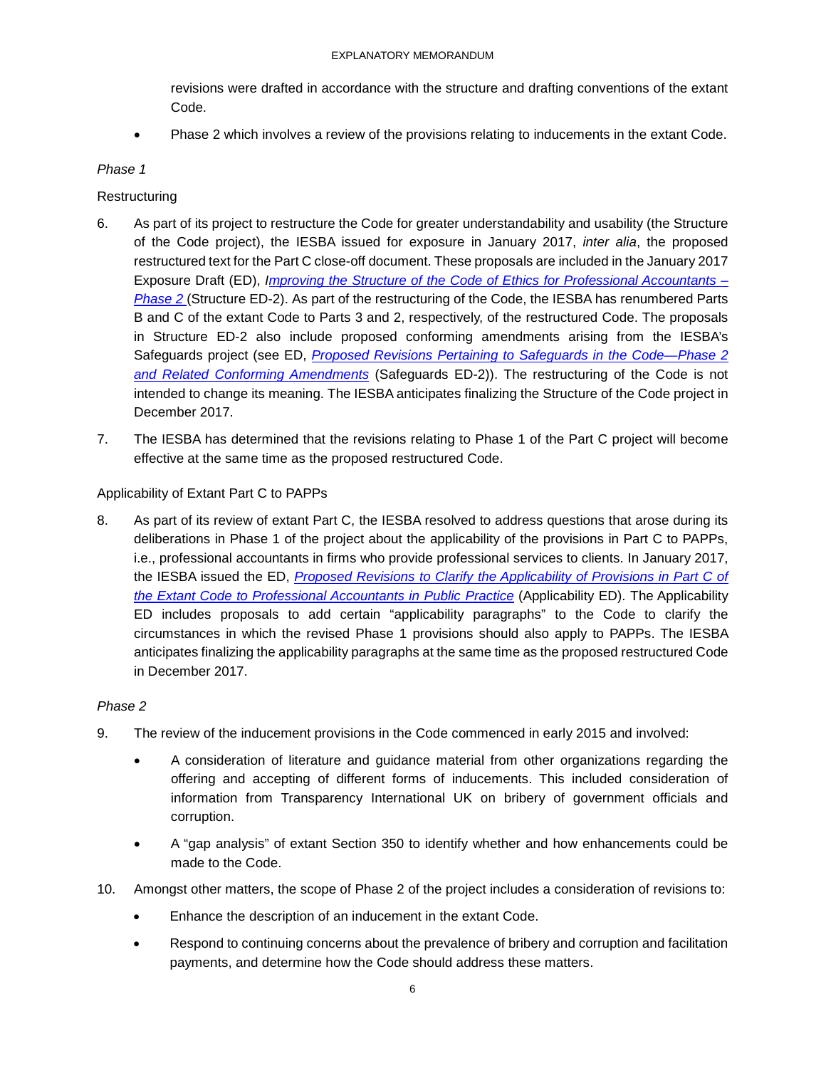revisions were drafted in accordance with the structure and drafting conventions of the extant Code.

- Phase 2 which involves a review of the provisions relating to inducements in the extant Code.

*Phase 1*

Restructuring

6. As part of its project to restructure the Code for greater understandability and usability (the Structure of the Code project), the IESBA issued for exposure in January 2017, *inter alia*, the proposed restructured text for the Part C close-off document. These proposals are included in the January 2017 Exposure Draft (ED), *Improving the Structure of the Code of Ethics for Professional Accountants – Phase 2* (Structure ED-2). As part of the restructuring of the Code, the IESBA has renumbered Parts B and C of the extant Code to Parts 3 and 2, respectively, of the restructured Code. The proposals in Structure ED-2 also include proposed conforming amendments arising from the IESBA's Safeguards project (see ED, *Proposed Revisions Pertaining to Safeguards in the Code—Phase 2 and Related Conforming Amendments* (Safeguards ED-2)). The restructuring of the Code is not intended to change its meaning. The IESBA anticipates finalizing the Structure of the Code project in December 2017.

7. The IESBA has determined that the revisions relating to Phase 1 of the Part C project will become effective at the same time as the proposed restructured Code.

Applicability of Extant Part C to PAPPs

8. As part of its review of extant Part C, the IESBA resolved to address questions that arose during its deliberations in Phase 1 of the project about the applicability of the provisions in Part C to PAPPs, i.e., professional accountants in firms who provide professional services to clients. In January 2017, the IESBA issued the ED, *Proposed Revisions to Clarify the Applicability of Provisions in Part C of the Extant Code to Professional Accountants in Public Practice* (Applicability ED). The Applicability ED includes proposals to add certain "applicability paragraphs" to the Code to clarify the circumstances in which the revised Phase 1 provisions should also apply to PAPPs. The IESBA anticipates finalizing the applicability paragraphs at the same time as the proposed restructured Code in December 2017.

*Phase 2*

9. The review of the inducement provisions in the Code commenced in early 2015 and involved:

   - A consideration of literature and guidance material from other organizations regarding the offering and accepting of different forms of inducements. This included consideration of information from Transparency International UK on bribery of government officials and corruption.
   - A "gap analysis" of extant Section 350 to identify whether and how enhancements could be made to the Code.

10. Amongst other matters, the scope of Phase 2 of the project includes a consideration of revisions to:

    - Enhance the description of an inducement in the extant Code.
    - Respond to continuing concerns about the prevalence of bribery and corruption and facilitation payments, and determine how the Code should address these matters.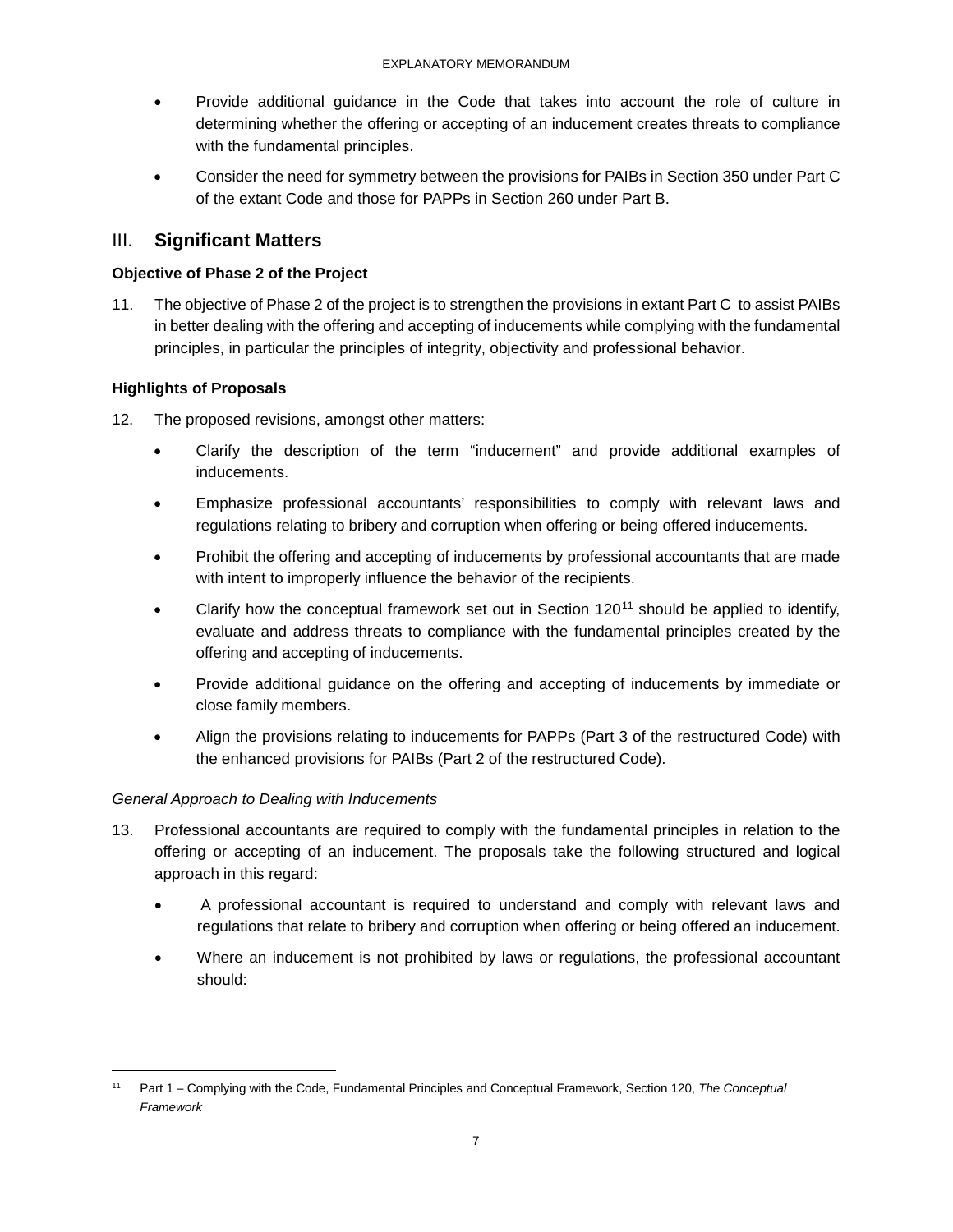- Provide additional guidance in the Code that takes into account the role of culture in determining whether the offering or accepting of an inducement creates threats to compliance with the fundamental principles.
- Consider the need for symmetry between the provisions for PAIBs in Section 350 under Part C of the extant Code and those for PAPPs in Section 260 under Part B.

## III. Significant Matters

### Objective of Phase 2 of the Project

11. The objective of Phase 2 of the project is to strengthen the provisions in extant Part C to assist PAIBs in better dealing with the offering and accepting of inducements while complying with the fundamental principles, in particular the principles of integrity, objectivity and professional behavior.

### Highlights of Proposals

12. The proposed revisions, amongst other matters:
    - Clarify the description of the term "inducement" and provide additional examples of inducements.
    - Emphasize professional accountants' responsibilities to comply with relevant laws and regulations relating to bribery and corruption when offering or being offered inducements.
    - Prohibit the offering and accepting of inducements by professional accountants that are made with intent to improperly influence the behavior of the recipients.
    - Clarify how the conceptual framework set out in Section 120[11] should be applied to identify, evaluate and address threats to compliance with the fundamental principles created by the offering and accepting of inducements.
    - Provide additional guidance on the offering and accepting of inducements by immediate or close family members.
    - Align the provisions relating to inducements for PAPPs (Part 3 of the restructured Code) with the enhanced provisions for PAIBs (Part 2 of the restructured Code).

*General Approach to Dealing with Inducements*

13. Professional accountants are required to comply with the fundamental principles in relation to the offering or accepting of an inducement. The proposals take the following structured and logical approach in this regard:
    - A professional accountant is required to understand and comply with relevant laws and regulations that relate to bribery and corruption when offering or being offered an inducement.
    - Where an inducement is not prohibited by laws or regulations, the professional accountant should:

[11] Part 1 – Complying with the Code, Fundamental Principles and Conceptual Framework, Section 120, *The Conceptual Framework*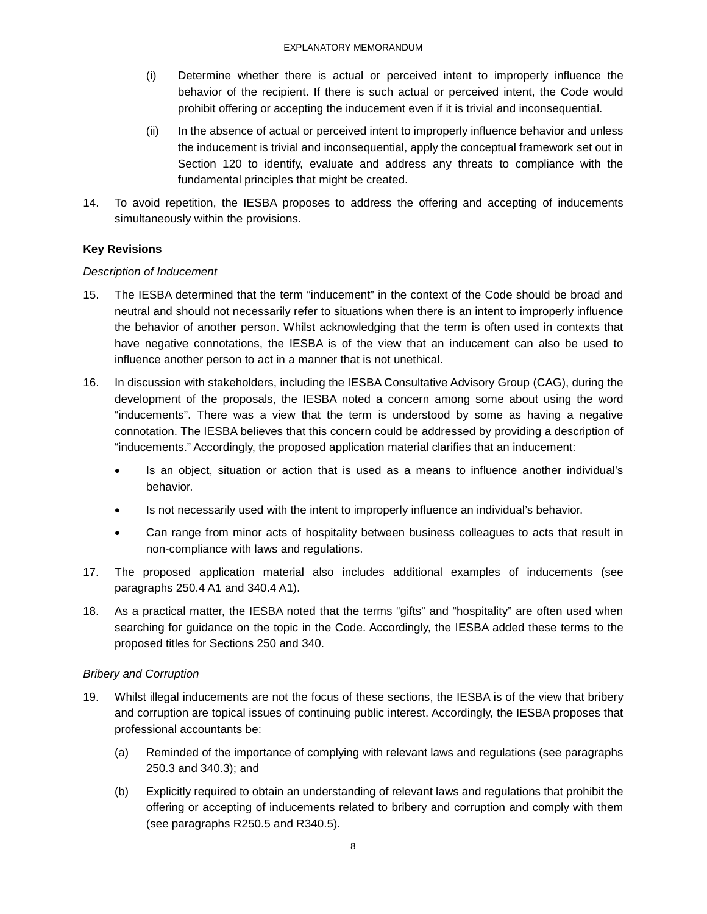(i) Determine whether there is actual or perceived intent to improperly influence the behavior of the recipient. If there is such actual or perceived intent, the Code would prohibit offering or accepting the inducement even if it is trivial and inconsequential.

(ii) In the absence of actual or perceived intent to improperly influence behavior and unless the inducement is trivial and inconsequential, apply the conceptual framework set out in Section 120 to identify, evaluate and address any threats to compliance with the fundamental principles that might be created.

14. To avoid repetition, the IESBA proposes to address the offering and accepting of inducements simultaneously within the provisions.

**Key Revisions**

*Description of Inducement*

15. The IESBA determined that the term "inducement" in the context of the Code should be broad and neutral and should not necessarily refer to situations when there is an intent to improperly influence the behavior of another person. Whilst acknowledging that the term is often used in contexts that have negative connotations, the IESBA is of the view that an inducement can also be used to influence another person to act in a manner that is not unethical.

16. In discussion with stakeholders, including the IESBA Consultative Advisory Group (CAG), during the development of the proposals, the IESBA noted a concern among some about using the word "inducements". There was a view that the term is understood by some as having a negative connotation. The IESBA believes that this concern could be addressed by providing a description of "inducements." Accordingly, the proposed application material clarifies that an inducement:

- Is an object, situation or action that is used as a means to influence another individual's behavior.
- Is not necessarily used with the intent to improperly influence an individual's behavior.
- Can range from minor acts of hospitality between business colleagues to acts that result in non-compliance with laws and regulations.

17. The proposed application material also includes additional examples of inducements (see paragraphs 250.4 A1 and 340.4 A1).

18. As a practical matter, the IESBA noted that the terms "gifts" and "hospitality" are often used when searching for guidance on the topic in the Code. Accordingly, the IESBA added these terms to the proposed titles for Sections 250 and 340.

*Bribery and Corruption*

19. Whilst illegal inducements are not the focus of these sections, the IESBA is of the view that bribery and corruption are topical issues of continuing public interest. Accordingly, the IESBA proposes that professional accountants be:

(a) Reminded of the importance of complying with relevant laws and regulations (see paragraphs 250.3 and 340.3); and

(b) Explicitly required to obtain an understanding of relevant laws and regulations that prohibit the offering or accepting of inducements related to bribery and corruption and comply with them (see paragraphs R250.5 and R340.5).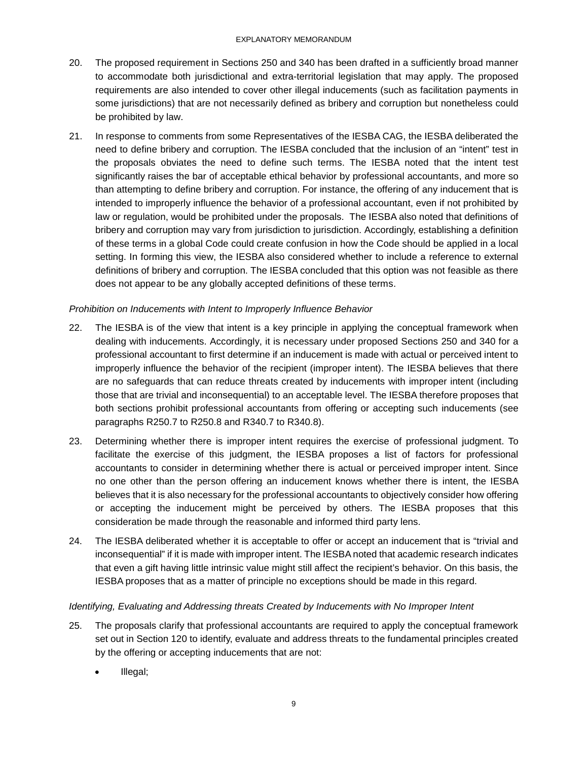20. The proposed requirement in Sections 250 and 340 has been drafted in a sufficiently broad manner to accommodate both jurisdictional and extra-territorial legislation that may apply. The proposed requirements are also intended to cover other illegal inducements (such as facilitation payments in some jurisdictions) that are not necessarily defined as bribery and corruption but nonetheless could be prohibited by law.

21. In response to comments from some Representatives of the IESBA CAG, the IESBA deliberated the need to define bribery and corruption. The IESBA concluded that the inclusion of an "intent" test in the proposals obviates the need to define such terms. The IESBA noted that the intent test significantly raises the bar of acceptable ethical behavior by professional accountants, and more so than attempting to define bribery and corruption. For instance, the offering of any inducement that is intended to improperly influence the behavior of a professional accountant, even if not prohibited by law or regulation, would be prohibited under the proposals. The IESBA also noted that definitions of bribery and corruption may vary from jurisdiction to jurisdiction. Accordingly, establishing a definition of these terms in a global Code could create confusion in how the Code should be applied in a local setting. In forming this view, the IESBA also considered whether to include a reference to external definitions of bribery and corruption. The IESBA concluded that this option was not feasible as there does not appear to be any globally accepted definitions of these terms.

*Prohibition on Inducements with Intent to Improperly Influence Behavior*

22. The IESBA is of the view that intent is a key principle in applying the conceptual framework when dealing with inducements. Accordingly, it is necessary under proposed Sections 250 and 340 for a professional accountant to first determine if an inducement is made with actual or perceived intent to improperly influence the behavior of the recipient (improper intent). The IESBA believes that there are no safeguards that can reduce threats created by inducements with improper intent (including those that are trivial and inconsequential) to an acceptable level. The IESBA therefore proposes that both sections prohibit professional accountants from offering or accepting such inducements (see paragraphs R250.7 to R250.8 and R340.7 to R340.8).

23. Determining whether there is improper intent requires the exercise of professional judgment. To facilitate the exercise of this judgment, the IESBA proposes a list of factors for professional accountants to consider in determining whether there is actual or perceived improper intent. Since no one other than the person offering an inducement knows whether there is intent, the IESBA believes that it is also necessary for the professional accountants to objectively consider how offering or accepting the inducement might be perceived by others. The IESBA proposes that this consideration be made through the reasonable and informed third party lens.

24. The IESBA deliberated whether it is acceptable to offer or accept an inducement that is "trivial and inconsequential" if it is made with improper intent. The IESBA noted that academic research indicates that even a gift having little intrinsic value might still affect the recipient's behavior. On this basis, the IESBA proposes that as a matter of principle no exceptions should be made in this regard.

*Identifying, Evaluating and Addressing threats Created by Inducements with No Improper Intent*

25. The proposals clarify that professional accountants are required to apply the conceptual framework set out in Section 120 to identify, evaluate and address threats to the fundamental principles created by the offering or accepting inducements that are not:

    - Illegal;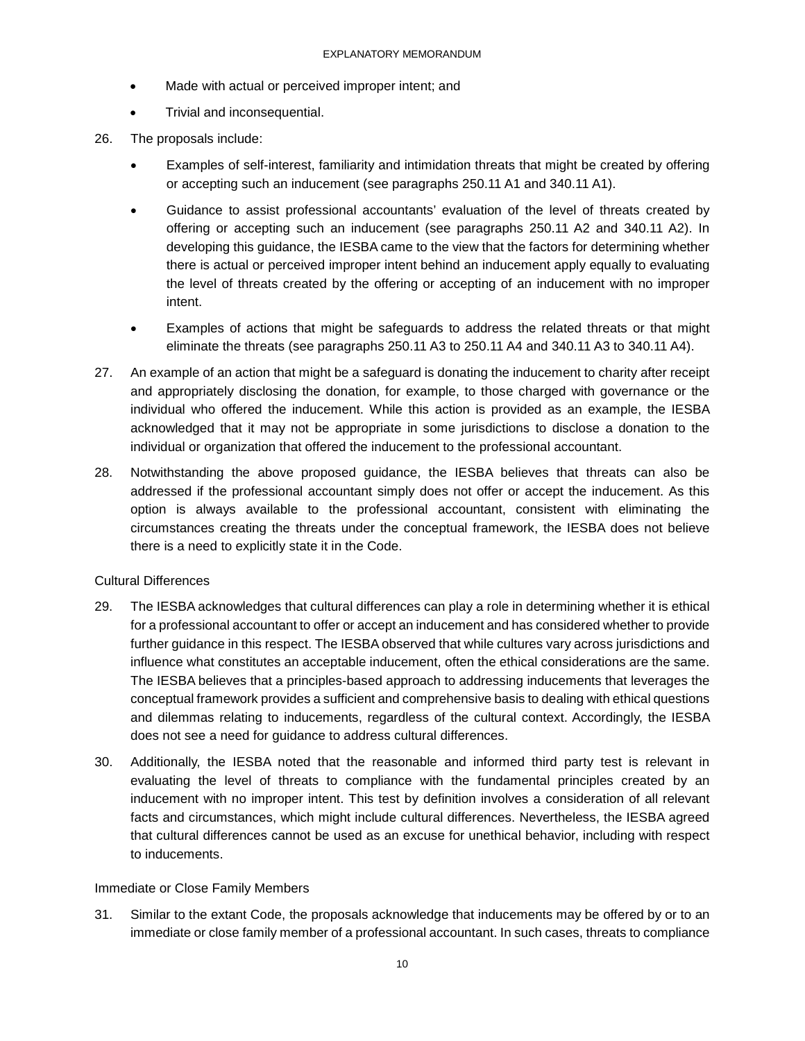- Made with actual or perceived improper intent; and
- Trivial and inconsequential.

26. The proposals include:

    - Examples of self-interest, familiarity and intimidation threats that might be created by offering or accepting such an inducement (see paragraphs 250.11 A1 and 340.11 A1).
    - Guidance to assist professional accountants' evaluation of the level of threats created by offering or accepting such an inducement (see paragraphs 250.11 A2 and 340.11 A2). In developing this guidance, the IESBA came to the view that the factors for determining whether there is actual or perceived improper intent behind an inducement apply equally to evaluating the level of threats created by the offering or accepting of an inducement with no improper intent.
    - Examples of actions that might be safeguards to address the related threats or that might eliminate the threats (see paragraphs 250.11 A3 to 250.11 A4 and 340.11 A3 to 340.11 A4).

27. An example of an action that might be a safeguard is donating the inducement to charity after receipt and appropriately disclosing the donation, for example, to those charged with governance or the individual who offered the inducement. While this action is provided as an example, the IESBA acknowledged that it may not be appropriate in some jurisdictions to disclose a donation to the individual or organization that offered the inducement to the professional accountant.

28. Notwithstanding the above proposed guidance, the IESBA believes that threats can also be addressed if the professional accountant simply does not offer or accept the inducement. As this option is always available to the professional accountant, consistent with eliminating the circumstances creating the threats under the conceptual framework, the IESBA does not believe there is a need to explicitly state it in the Code.

### Cultural Differences

29. The IESBA acknowledges that cultural differences can play a role in determining whether it is ethical for a professional accountant to offer or accept an inducement and has considered whether to provide further guidance in this respect. The IESBA observed that while cultures vary across jurisdictions and influence what constitutes an acceptable inducement, often the ethical considerations are the same. The IESBA believes that a principles-based approach to addressing inducements that leverages the conceptual framework provides a sufficient and comprehensive basis to dealing with ethical questions and dilemmas relating to inducements, regardless of the cultural context. Accordingly, the IESBA does not see a need for guidance to address cultural differences.

30. Additionally, the IESBA noted that the reasonable and informed third party test is relevant in evaluating the level of threats to compliance with the fundamental principles created by an inducement with no improper intent. This test by definition involves a consideration of all relevant facts and circumstances, which might include cultural differences. Nevertheless, the IESBA agreed that cultural differences cannot be used as an excuse for unethical behavior, including with respect to inducements.

### Immediate or Close Family Members

31. Similar to the extant Code, the proposals acknowledge that inducements may be offered by or to an immediate or close family member of a professional accountant. In such cases, threats to compliance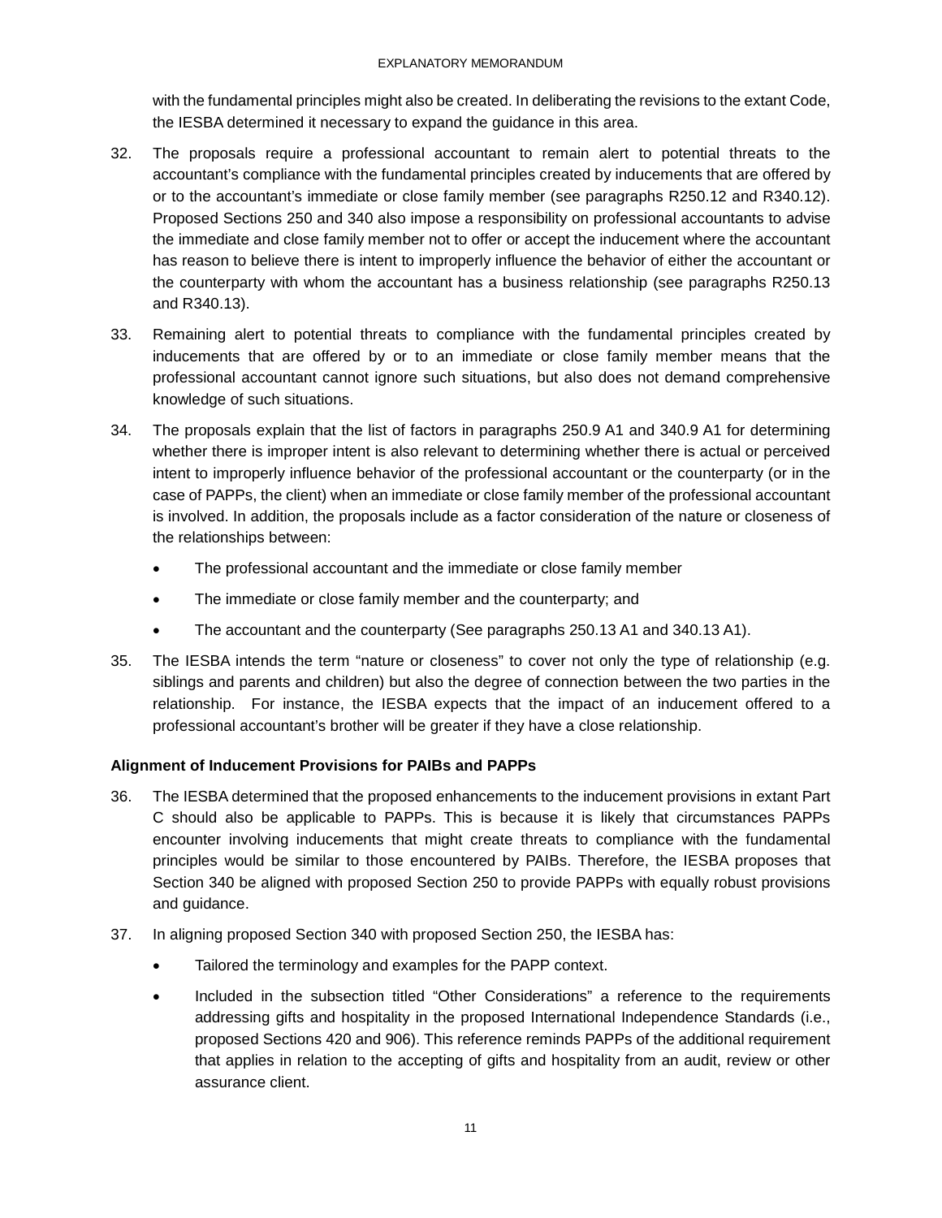with the fundamental principles might also be created. In deliberating the revisions to the extant Code, the IESBA determined it necessary to expand the guidance in this area.

32. The proposals require a professional accountant to remain alert to potential threats to the accountant's compliance with the fundamental principles created by inducements that are offered by or to the accountant's immediate or close family member (see paragraphs R250.12 and R340.12). Proposed Sections 250 and 340 also impose a responsibility on professional accountants to advise the immediate and close family member not to offer or accept the inducement where the accountant has reason to believe there is intent to improperly influence the behavior of either the accountant or the counterparty with whom the accountant has a business relationship (see paragraphs R250.13 and R340.13).

33. Remaining alert to potential threats to compliance with the fundamental principles created by inducements that are offered by or to an immediate or close family member means that the professional accountant cannot ignore such situations, but also does not demand comprehensive knowledge of such situations.

34. The proposals explain that the list of factors in paragraphs 250.9 A1 and 340.9 A1 for determining whether there is improper intent is also relevant to determining whether there is actual or perceived intent to improperly influence behavior of the professional accountant or the counterparty (or in the case of PAPPs, the client) when an immediate or close family member of the professional accountant is involved. In addition, the proposals include as a factor consideration of the nature or closeness of the relationships between:

    - The professional accountant and the immediate or close family member
    - The immediate or close family member and the counterparty; and
    - The accountant and the counterparty (See paragraphs 250.13 A1 and 340.13 A1).

35. The IESBA intends the term "nature or closeness" to cover not only the type of relationship (e.g. siblings and parents and children) but also the degree of connection between the two parties in the relationship. For instance, the IESBA expects that the impact of an inducement offered to a professional accountant's brother will be greater if they have a close relationship.

**Alignment of Inducement Provisions for PAIBs and PAPPs**

36. The IESBA determined that the proposed enhancements to the inducement provisions in extant Part C should also be applicable to PAPPs. This is because it is likely that circumstances PAPPs encounter involving inducements that might create threats to compliance with the fundamental principles would be similar to those encountered by PAIBs. Therefore, the IESBA proposes that Section 340 be aligned with proposed Section 250 to provide PAPPs with equally robust provisions and guidance.

37. In aligning proposed Section 340 with proposed Section 250, the IESBA has:

    - Tailored the terminology and examples for the PAPP context.
    - Included in the subsection titled "Other Considerations" a reference to the requirements addressing gifts and hospitality in the proposed International Independence Standards (i.e., proposed Sections 420 and 906). This reference reminds PAPPs of the additional requirement that applies in relation to the accepting of gifts and hospitality from an audit, review or other assurance client.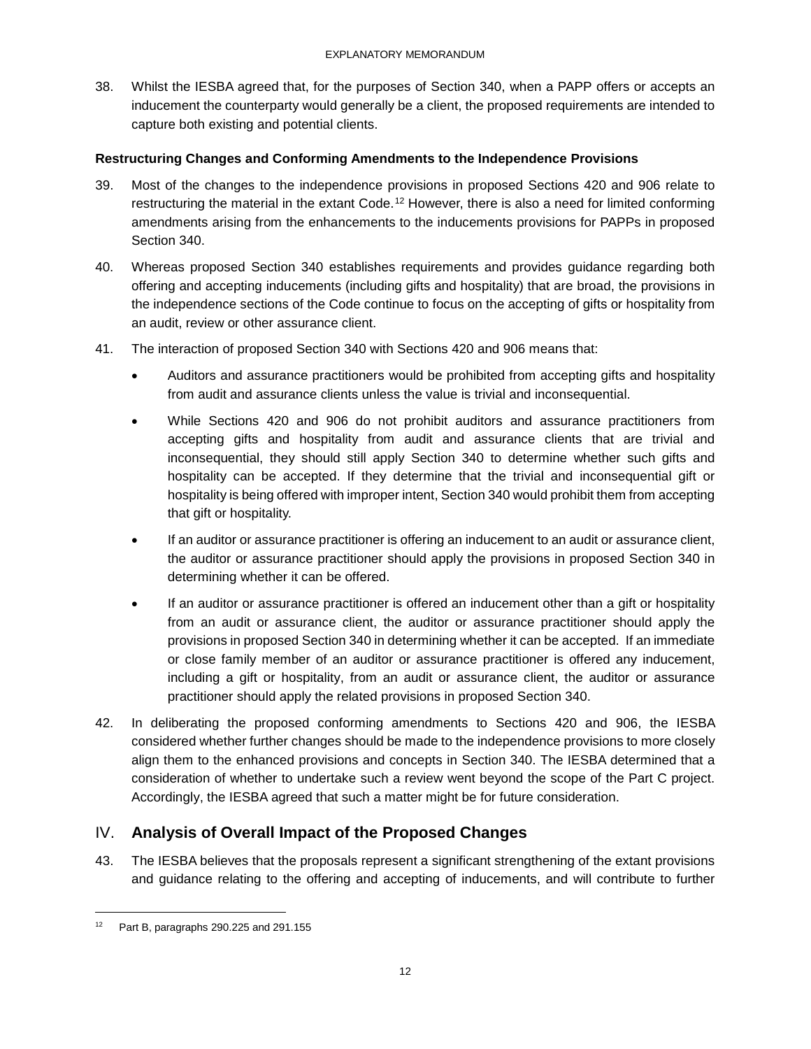38. Whilst the IESBA agreed that, for the purposes of Section 340, when a PAPP offers or accepts an inducement the counterparty would generally be a client, the proposed requirements are intended to capture both existing and potential clients.

**Restructuring Changes and Conforming Amendments to the Independence Provisions**

39. Most of the changes to the independence provisions in proposed Sections 420 and 906 relate to restructuring the material in the extant Code.[12] However, there is also a need for limited conforming amendments arising from the enhancements to the inducements provisions for PAPPs in proposed Section 340.

40. Whereas proposed Section 340 establishes requirements and provides guidance regarding both offering and accepting inducements (including gifts and hospitality) that are broad, the provisions in the independence sections of the Code continue to focus on the accepting of gifts or hospitality from an audit, review or other assurance client.

41. The interaction of proposed Section 340 with Sections 420 and 906 means that:

    - Auditors and assurance practitioners would be prohibited from accepting gifts and hospitality from audit and assurance clients unless the value is trivial and inconsequential.
    - While Sections 420 and 906 do not prohibit auditors and assurance practitioners from accepting gifts and hospitality from audit and assurance clients that are trivial and inconsequential, they should still apply Section 340 to determine whether such gifts and hospitality can be accepted. If they determine that the trivial and inconsequential gift or hospitality is being offered with improper intent, Section 340 would prohibit them from accepting that gift or hospitality.
    - If an auditor or assurance practitioner is offering an inducement to an audit or assurance client, the auditor or assurance practitioner should apply the provisions in proposed Section 340 in determining whether it can be offered.
    - If an auditor or assurance practitioner is offered an inducement other than a gift or hospitality from an audit or assurance client, the auditor or assurance practitioner should apply the provisions in proposed Section 340 in determining whether it can be accepted. If an immediate or close family member of an auditor or assurance practitioner is offered any inducement, including a gift or hospitality, from an audit or assurance client, the auditor or assurance practitioner should apply the related provisions in proposed Section 340.

42. In deliberating the proposed conforming amendments to Sections 420 and 906, the IESBA considered whether further changes should be made to the independence provisions to more closely align them to the enhanced provisions and concepts in Section 340. The IESBA determined that a consideration of whether to undertake such a review went beyond the scope of the Part C project. Accordingly, the IESBA agreed that such a matter might be for future consideration.

## IV. Analysis of Overall Impact of the Proposed Changes

43. The IESBA believes that the proposals represent a significant strengthening of the extant provisions and guidance relating to the offering and accepting of inducements, and will contribute to further

[12] Part B, paragraphs 290.225 and 291.155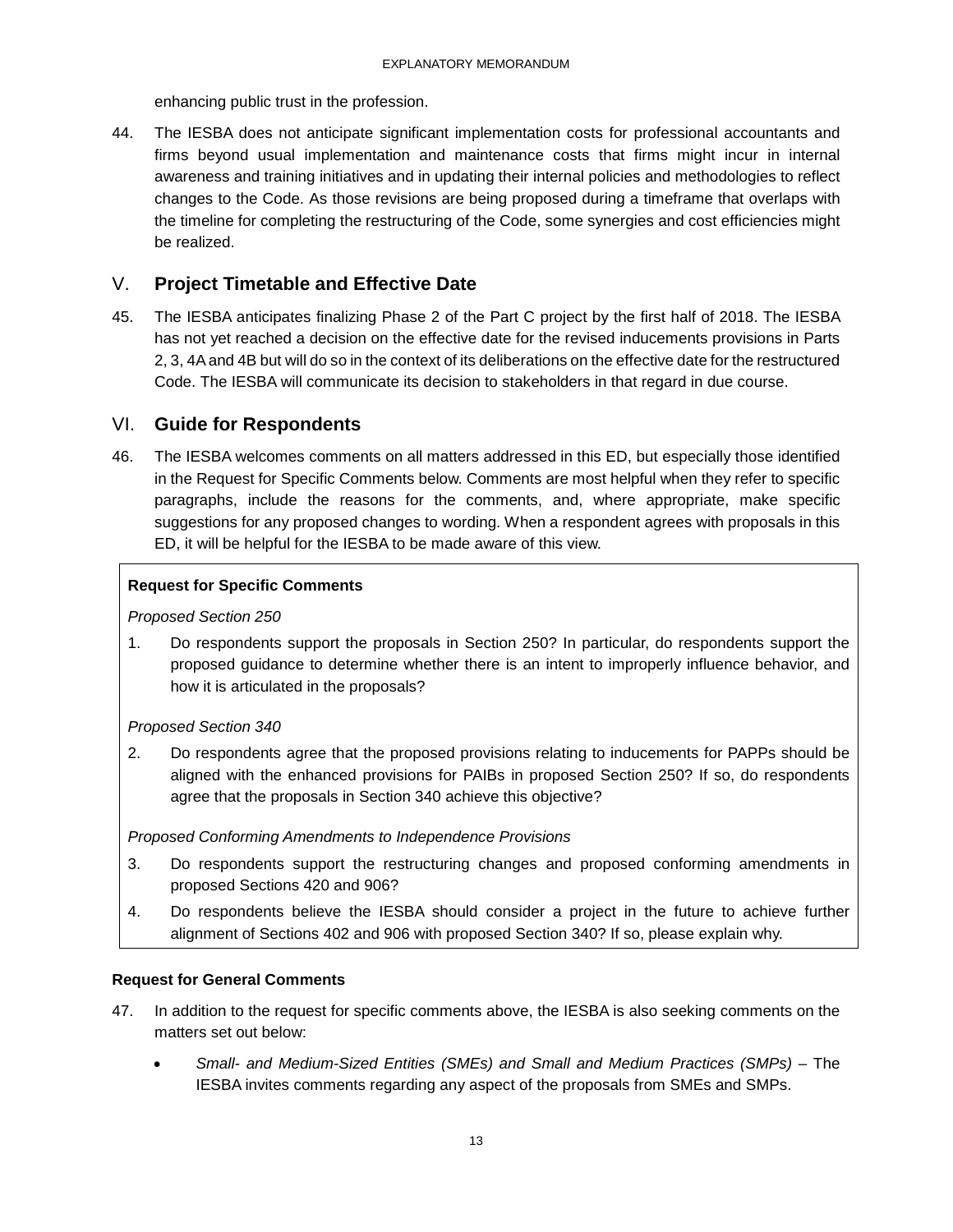enhancing public trust in the profession.

44. The IESBA does not anticipate significant implementation costs for professional accountants and firms beyond usual implementation and maintenance costs that firms might incur in internal awareness and training initiatives and in updating their internal policies and methodologies to reflect changes to the Code. As those revisions are being proposed during a timeframe that overlaps with the timeline for completing the restructuring of the Code, some synergies and cost efficiencies might be realized.

## V. Project Timetable and Effective Date

45. The IESBA anticipates finalizing Phase 2 of the Part C project by the first half of 2018. The IESBA has not yet reached a decision on the effective date for the revised inducements provisions in Parts 2, 3, 4A and 4B but will do so in the context of its deliberations on the effective date for the restructured Code. The IESBA will communicate its decision to stakeholders in that regard in due course.

## VI. Guide for Respondents

46. The IESBA welcomes comments on all matters addressed in this ED, but especially those identified in the Request for Specific Comments below. Comments are most helpful when they refer to specific paragraphs, include the reasons for the comments, and, where appropriate, make specific suggestions for any proposed changes to wording. When a respondent agrees with proposals in this ED, it will be helpful for the IESBA to be made aware of this view.

**Request for Specific Comments**

*Proposed Section 250*

1. Do respondents support the proposals in Section 250? In particular, do respondents support the proposed guidance to determine whether there is an intent to improperly influence behavior, and how it is articulated in the proposals?

*Proposed Section 340*

2. Do respondents agree that the proposed provisions relating to inducements for PAPPs should be aligned with the enhanced provisions for PAIBs in proposed Section 250? If so, do respondents agree that the proposals in Section 340 achieve this objective?

*Proposed Conforming Amendments to Independence Provisions*

3. Do respondents support the restructuring changes and proposed conforming amendments in proposed Sections 420 and 906?

4. Do respondents believe the IESBA should consider a project in the future to achieve further alignment of Sections 402 and 906 with proposed Section 340? If so, please explain why.

**Request for General Comments**

47. In addition to the request for specific comments above, the IESBA is also seeking comments on the matters set out below:

   - *Small- and Medium-Sized Entities (SMEs) and Small and Medium Practices (SMPs)* – The IESBA invites comments regarding any aspect of the proposals from SMEs and SMPs.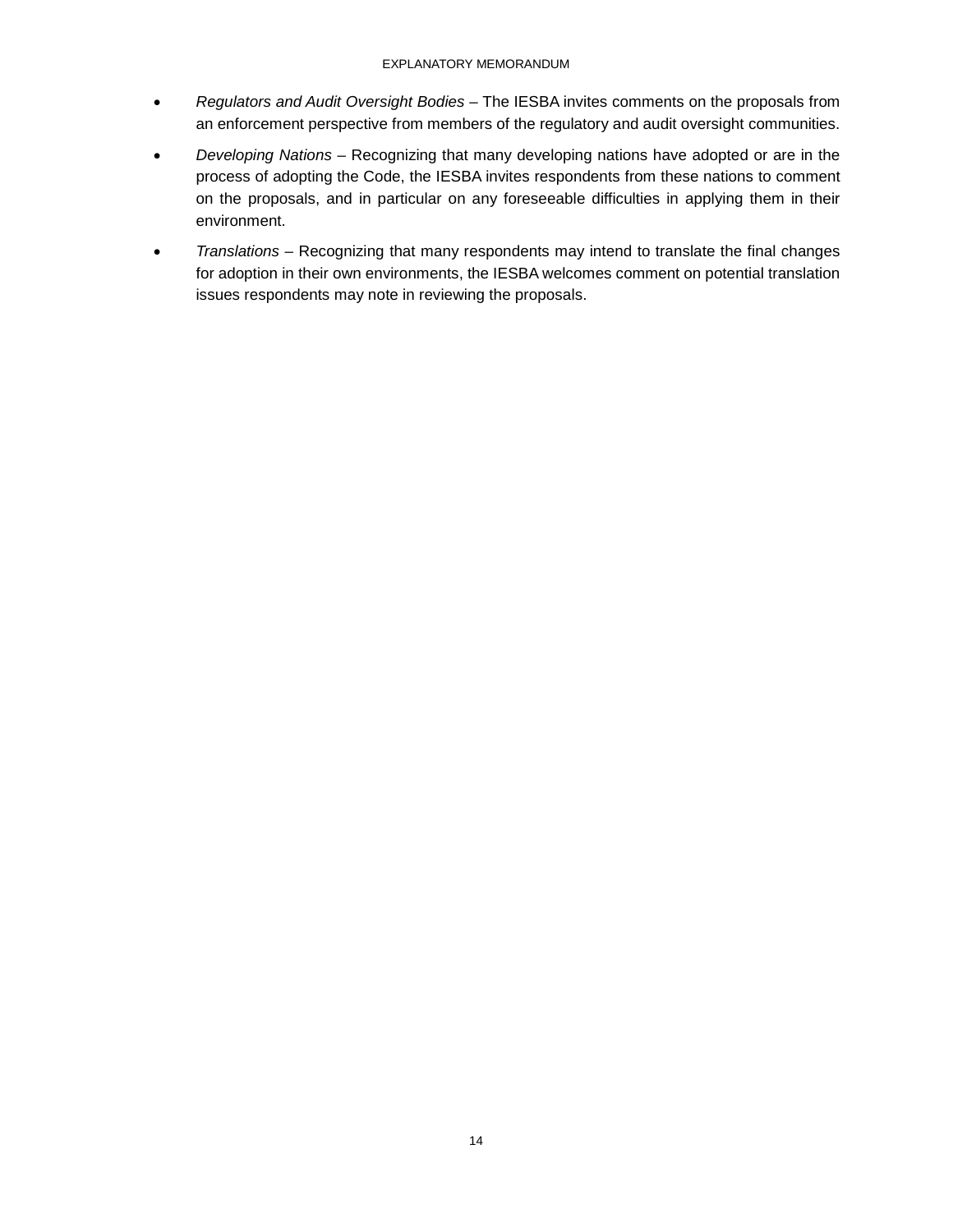- *Regulators and Audit Oversight Bodies* – The IESBA invites comments on the proposals from an enforcement perspective from members of the regulatory and audit oversight communities.
- *Developing Nations* – Recognizing that many developing nations have adopted or are in the process of adopting the Code, the IESBA invites respondents from these nations to comment on the proposals, and in particular on any foreseeable difficulties in applying them in their environment.
- *Translations* – Recognizing that many respondents may intend to translate the final changes for adoption in their own environments, the IESBA welcomes comment on potential translation issues respondents may note in reviewing the proposals.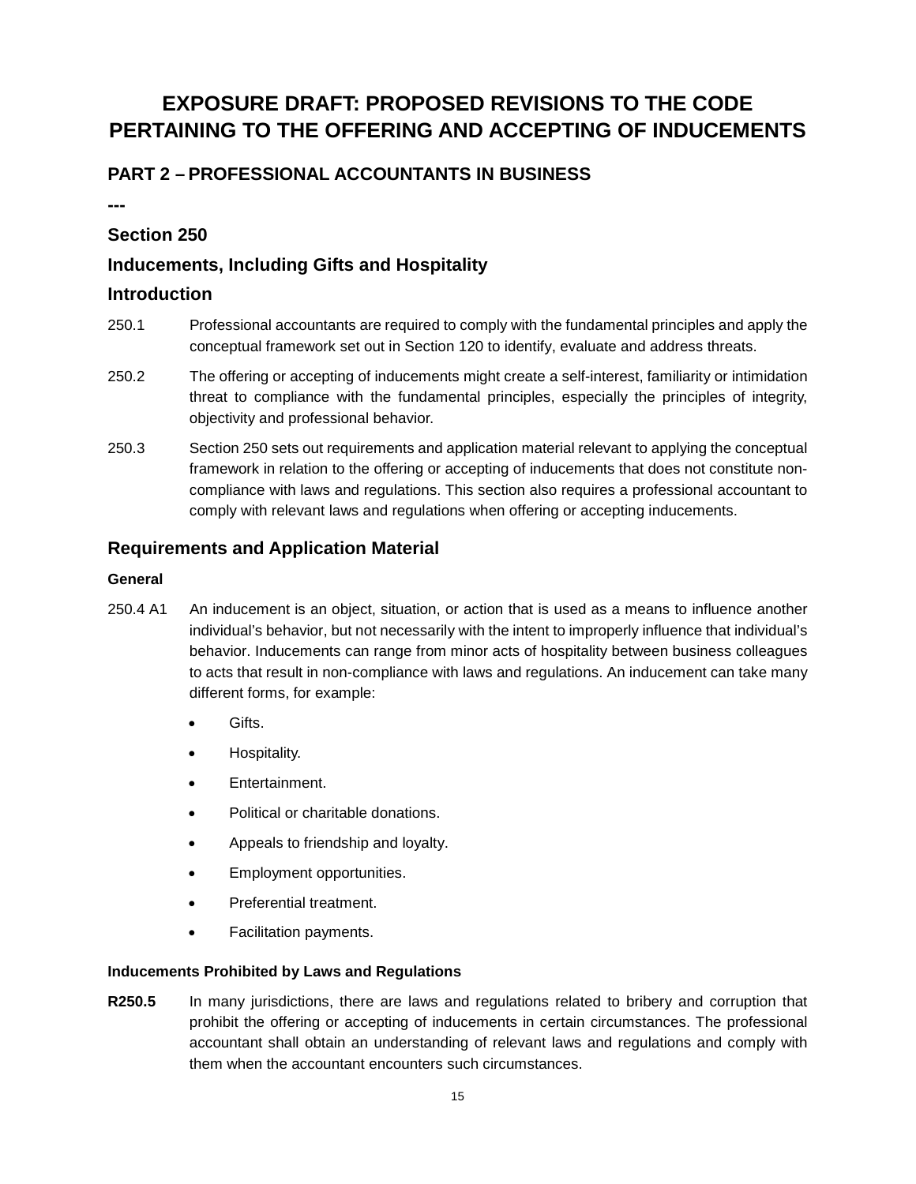# EXPOSURE DRAFT: PROPOSED REVISIONS TO THE CODE PERTAINING TO THE OFFERING AND ACCEPTING OF INDUCEMENTS

## PART 2 – PROFESSIONAL ACCOUNTANTS IN BUSINESS

---

## Section 250

## Inducements, Including Gifts and Hospitality

## Introduction

250.1 Professional accountants are required to comply with the fundamental principles and apply the conceptual framework set out in Section 120 to identify, evaluate and address threats.

250.2 The offering or accepting of inducements might create a self-interest, familiarity or intimidation threat to compliance with the fundamental principles, especially the principles of integrity, objectivity and professional behavior.

250.3 Section 250 sets out requirements and application material relevant to applying the conceptual framework in relation to the offering or accepting of inducements that does not constitute non-compliance with laws and regulations. This section also requires a professional accountant to comply with relevant laws and regulations when offering or accepting inducements.

## Requirements and Application Material

#### General

250.4 A1 An inducement is an object, situation, or action that is used as a means to influence another individual's behavior, but not necessarily with the intent to improperly influence that individual's behavior. Inducements can range from minor acts of hospitality between business colleagues to acts that result in non-compliance with laws and regulations. An inducement can take many different forms, for example:

- Gifts.
- Hospitality.
- Entertainment.
- Political or charitable donations.
- Appeals to friendship and loyalty.
- Employment opportunities.
- Preferential treatment.
- Facilitation payments.

#### Inducements Prohibited by Laws and Regulations

**R250.5** In many jurisdictions, there are laws and regulations related to bribery and corruption that prohibit the offering or accepting of inducements in certain circumstances. The professional accountant shall obtain an understanding of relevant laws and regulations and comply with them when the accountant encounters such circumstances.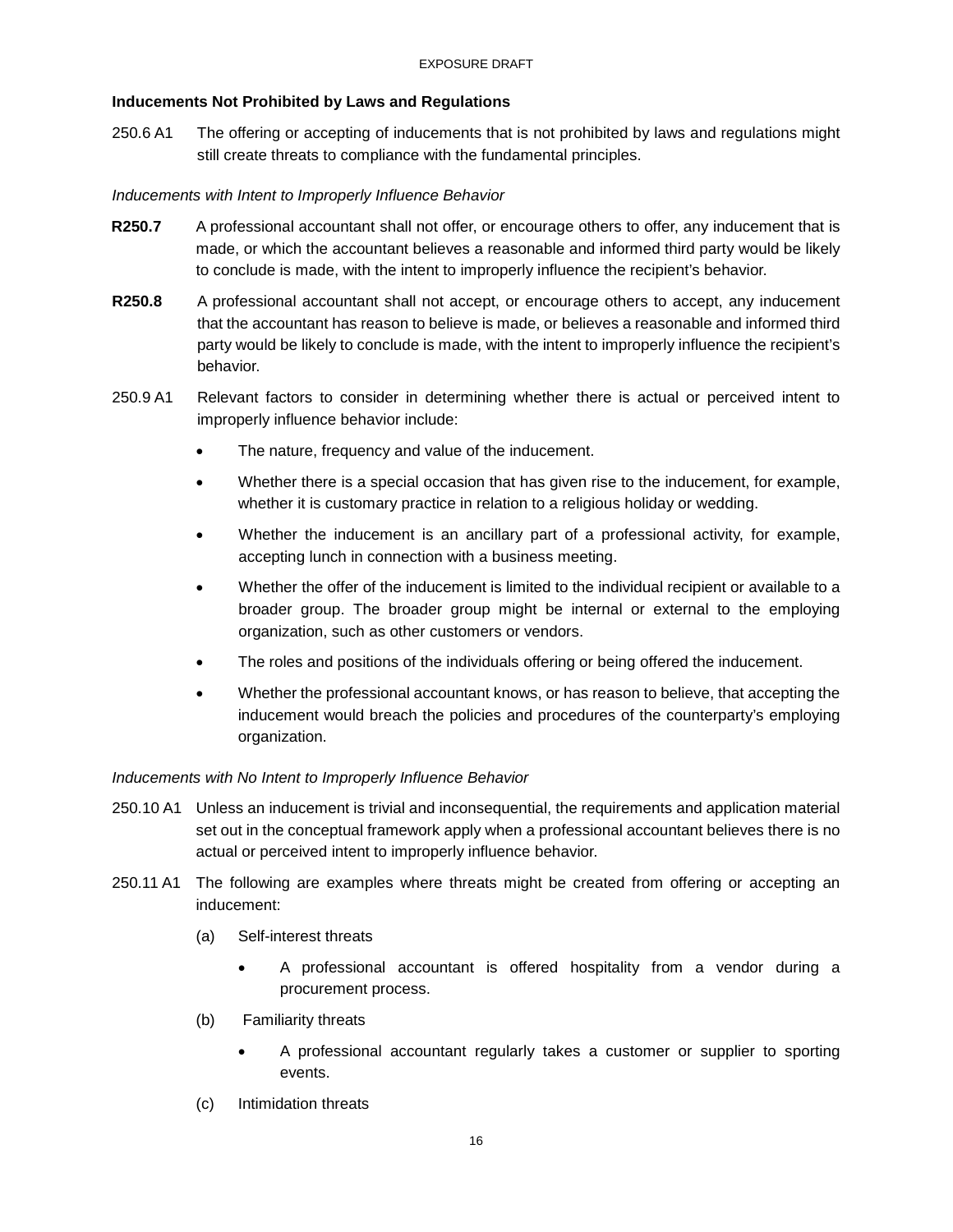**Inducements Not Prohibited by Laws and Regulations**

250.6 A1 The offering or accepting of inducements that is not prohibited by laws and regulations might still create threats to compliance with the fundamental principles.

*Inducements with Intent to Improperly Influence Behavior*

**R250.7** A professional accountant shall not offer, or encourage others to offer, any inducement that is made, or which the accountant believes a reasonable and informed third party would be likely to conclude is made, with the intent to improperly influence the recipient's behavior.

**R250.8** A professional accountant shall not accept, or encourage others to accept, any inducement that the accountant has reason to believe is made, or believes a reasonable and informed third party would be likely to conclude is made, with the intent to improperly influence the recipient's behavior.

250.9 A1 Relevant factors to consider in determining whether there is actual or perceived intent to improperly influence behavior include:

- The nature, frequency and value of the inducement.
- Whether there is a special occasion that has given rise to the inducement, for example, whether it is customary practice in relation to a religious holiday or wedding.
- Whether the inducement is an ancillary part of a professional activity, for example, accepting lunch in connection with a business meeting.
- Whether the offer of the inducement is limited to the individual recipient or available to a broader group. The broader group might be internal or external to the employing organization, such as other customers or vendors.
- The roles and positions of the individuals offering or being offered the inducement.
- Whether the professional accountant knows, or has reason to believe, that accepting the inducement would breach the policies and procedures of the counterparty's employing organization.

*Inducements with No Intent to Improperly Influence Behavior*

250.10 A1 Unless an inducement is trivial and inconsequential, the requirements and application material set out in the conceptual framework apply when a professional accountant believes there is no actual or perceived intent to improperly influence behavior.

250.11 A1 The following are examples where threats might be created from offering or accepting an inducement:

(a) Self-interest threats

- A professional accountant is offered hospitality from a vendor during a procurement process.

(b) Familiarity threats

- A professional accountant regularly takes a customer or supplier to sporting events.

(c) Intimidation threats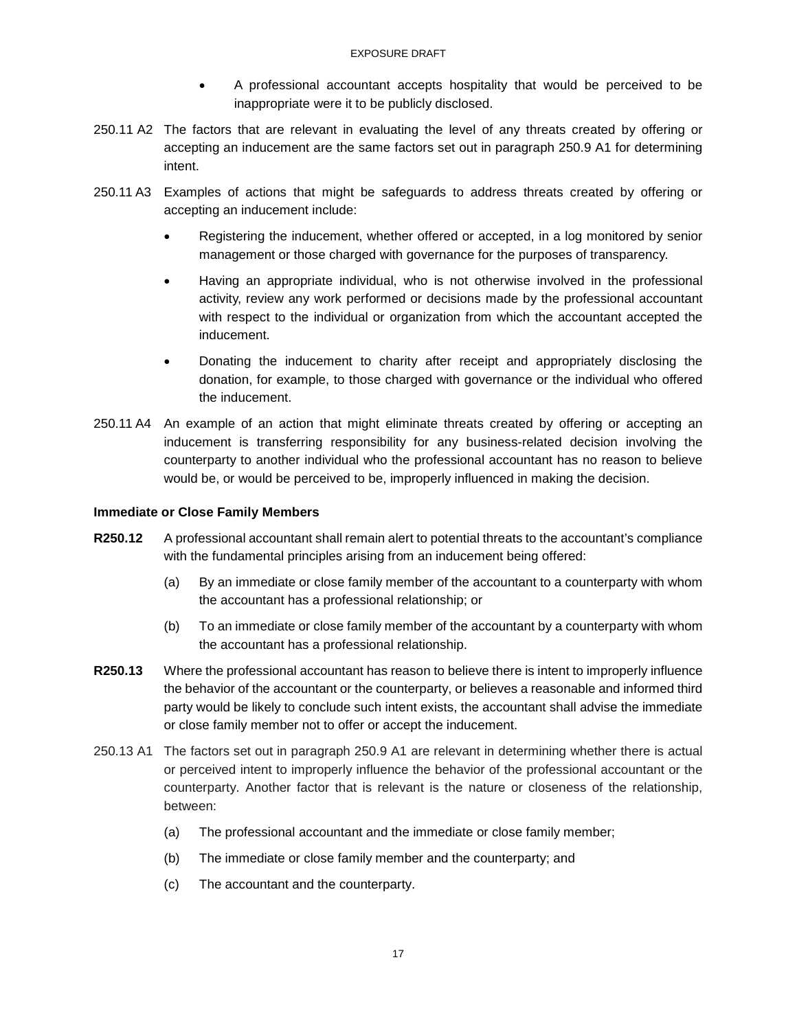- A professional accountant accepts hospitality that would be perceived to be inappropriate were it to be publicly disclosed.

250.11 A2 The factors that are relevant in evaluating the level of any threats created by offering or accepting an inducement are the same factors set out in paragraph 250.9 A1 for determining intent.

250.11 A3 Examples of actions that might be safeguards to address threats created by offering or accepting an inducement include:

- Registering the inducement, whether offered or accepted, in a log monitored by senior management or those charged with governance for the purposes of transparency.
- Having an appropriate individual, who is not otherwise involved in the professional activity, review any work performed or decisions made by the professional accountant with respect to the individual or organization from which the accountant accepted the inducement.
- Donating the inducement to charity after receipt and appropriately disclosing the donation, for example, to those charged with governance or the individual who offered the inducement.

250.11 A4 An example of an action that might eliminate threats created by offering or accepting an inducement is transferring responsibility for any business-related decision involving the counterparty to another individual who the professional accountant has no reason to believe would be, or would be perceived to be, improperly influenced in making the decision.

**Immediate or Close Family Members**

**R250.12** A professional accountant shall remain alert to potential threats to the accountant's compliance with the fundamental principles arising from an inducement being offered:

(a) By an immediate or close family member of the accountant to a counterparty with whom the accountant has a professional relationship; or

(b) To an immediate or close family member of the accountant by a counterparty with whom the accountant has a professional relationship.

**R250.13** Where the professional accountant has reason to believe there is intent to improperly influence the behavior of the accountant or the counterparty, or believes a reasonable and informed third party would be likely to conclude such intent exists, the accountant shall advise the immediate or close family member not to offer or accept the inducement.

250.13 A1 The factors set out in paragraph 250.9 A1 are relevant in determining whether there is actual or perceived intent to improperly influence the behavior of the professional accountant or the counterparty. Another factor that is relevant is the nature or closeness of the relationship, between:

(a) The professional accountant and the immediate or close family member;

(b) The immediate or close family member and the counterparty; and

(c) The accountant and the counterparty.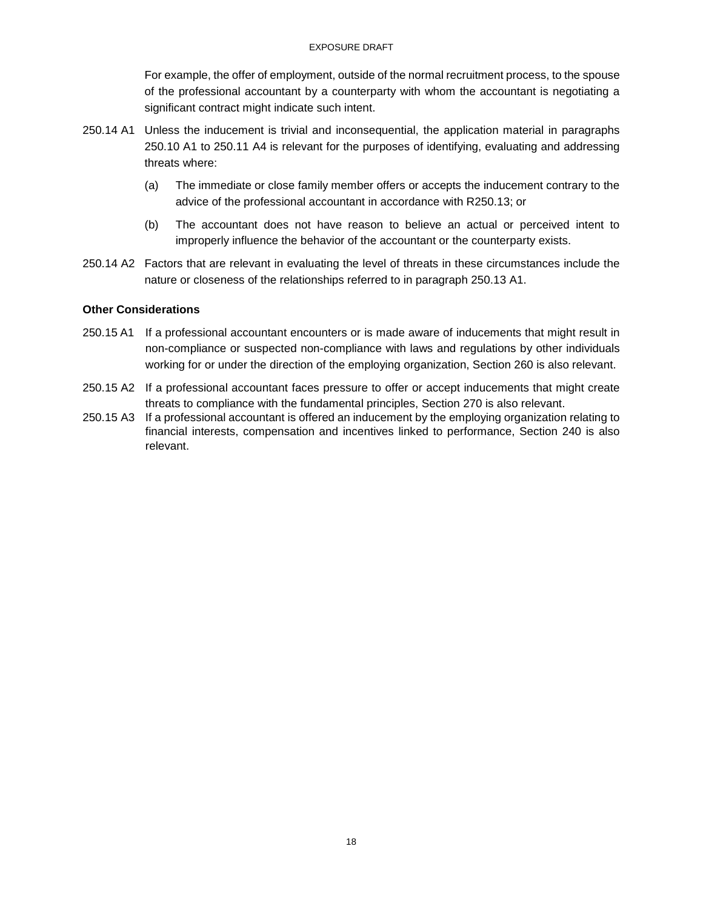For example, the offer of employment, outside of the normal recruitment process, to the spouse of the professional accountant by a counterparty with whom the accountant is negotiating a significant contract might indicate such intent.

250.14 A1 Unless the inducement is trivial and inconsequential, the application material in paragraphs 250.10 A1 to 250.11 A4 is relevant for the purposes of identifying, evaluating and addressing threats where:

(a) The immediate or close family member offers or accepts the inducement contrary to the advice of the professional accountant in accordance with R250.13; or

(b) The accountant does not have reason to believe an actual or perceived intent to improperly influence the behavior of the accountant or the counterparty exists.

250.14 A2 Factors that are relevant in evaluating the level of threats in these circumstances include the nature or closeness of the relationships referred to in paragraph 250.13 A1.

**Other Considerations**

250.15 A1 If a professional accountant encounters or is made aware of inducements that might result in non-compliance or suspected non-compliance with laws and regulations by other individuals working for or under the direction of the employing organization, Section 260 is also relevant.

250.15 A2 If a professional accountant faces pressure to offer or accept inducements that might create threats to compliance with the fundamental principles, Section 270 is also relevant.

250.15 A3 If a professional accountant is offered an inducement by the employing organization relating to financial interests, compensation and incentives linked to performance, Section 240 is also relevant.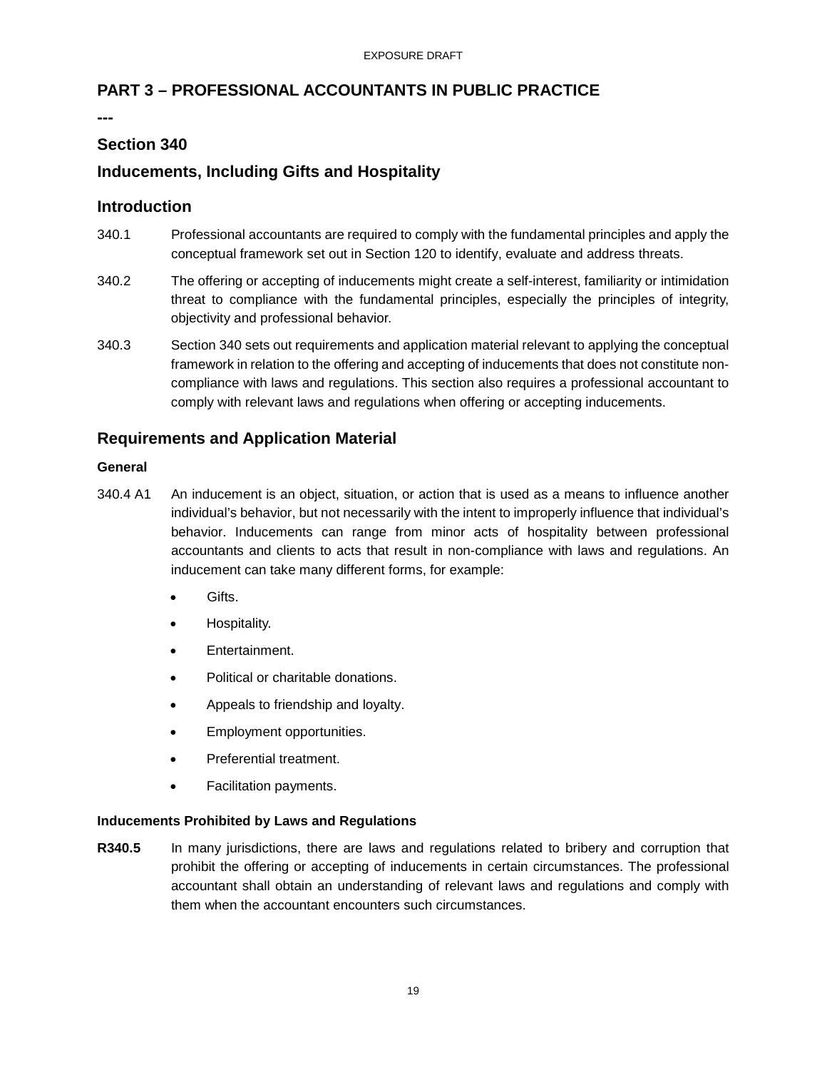## PART 3 – PROFESSIONAL ACCOUNTANTS IN PUBLIC PRACTICE

**---**

### Section 340

### Inducements, Including Gifts and Hospitality

## Introduction

340.1 Professional accountants are required to comply with the fundamental principles and apply the conceptual framework set out in Section 120 to identify, evaluate and address threats.

340.2 The offering or accepting of inducements might create a self-interest, familiarity or intimidation threat to compliance with the fundamental principles, especially the principles of integrity, objectivity and professional behavior.

340.3 Section 340 sets out requirements and application material relevant to applying the conceptual framework in relation to the offering and accepting of inducements that does not constitute non-compliance with laws and regulations. This section also requires a professional accountant to comply with relevant laws and regulations when offering or accepting inducements.

## Requirements and Application Material

#### General

340.4 A1 An inducement is an object, situation, or action that is used as a means to influence another individual's behavior, but not necessarily with the intent to improperly influence that individual's behavior. Inducements can range from minor acts of hospitality between professional accountants and clients to acts that result in non-compliance with laws and regulations. An inducement can take many different forms, for example:

- Gifts.
- Hospitality.
- Entertainment.
- Political or charitable donations.
- Appeals to friendship and loyalty.
- Employment opportunities.
- Preferential treatment.
- Facilitation payments.

#### Inducements Prohibited by Laws and Regulations

**R340.5** In many jurisdictions, there are laws and regulations related to bribery and corruption that prohibit the offering or accepting of inducements in certain circumstances. The professional accountant shall obtain an understanding of relevant laws and regulations and comply with them when the accountant encounters such circumstances.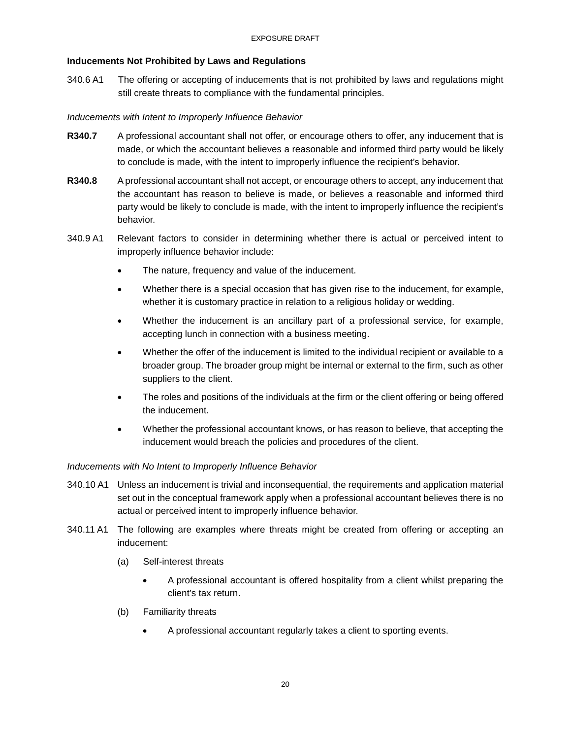**Inducements Not Prohibited by Laws and Regulations**

340.6 A1 The offering or accepting of inducements that is not prohibited by laws and regulations might still create threats to compliance with the fundamental principles.

*Inducements with Intent to Improperly Influence Behavior*

**R340.7** A professional accountant shall not offer, or encourage others to offer, any inducement that is made, or which the accountant believes a reasonable and informed third party would be likely to conclude is made, with the intent to improperly influence the recipient's behavior.

**R340.8** A professional accountant shall not accept, or encourage others to accept, any inducement that the accountant has reason to believe is made, or believes a reasonable and informed third party would be likely to conclude is made, with the intent to improperly influence the recipient's behavior.

340.9 A1 Relevant factors to consider in determining whether there is actual or perceived intent to improperly influence behavior include:

- The nature, frequency and value of the inducement.
- Whether there is a special occasion that has given rise to the inducement, for example, whether it is customary practice in relation to a religious holiday or wedding.
- Whether the inducement is an ancillary part of a professional service, for example, accepting lunch in connection with a business meeting.
- Whether the offer of the inducement is limited to the individual recipient or available to a broader group. The broader group might be internal or external to the firm, such as other suppliers to the client.
- The roles and positions of the individuals at the firm or the client offering or being offered the inducement.
- Whether the professional accountant knows, or has reason to believe, that accepting the inducement would breach the policies and procedures of the client.

*Inducements with No Intent to Improperly Influence Behavior*

340.10 A1 Unless an inducement is trivial and inconsequential, the requirements and application material set out in the conceptual framework apply when a professional accountant believes there is no actual or perceived intent to improperly influence behavior.

340.11 A1 The following are examples where threats might be created from offering or accepting an inducement:

(a) Self-interest threats

- A professional accountant is offered hospitality from a client whilst preparing the client's tax return.

(b) Familiarity threats

- A professional accountant regularly takes a client to sporting events.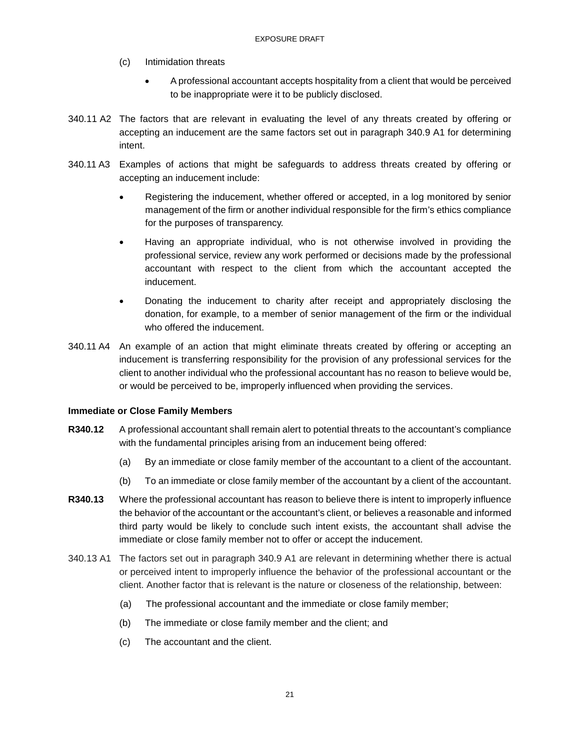(c) Intimidation threats

- A professional accountant accepts hospitality from a client that would be perceived to be inappropriate were it to be publicly disclosed.

340.11 A2 The factors that are relevant in evaluating the level of any threats created by offering or accepting an inducement are the same factors set out in paragraph 340.9 A1 for determining intent.

340.11 A3 Examples of actions that might be safeguards to address threats created by offering or accepting an inducement include:

- Registering the inducement, whether offered or accepted, in a log monitored by senior management of the firm or another individual responsible for the firm's ethics compliance for the purposes of transparency.
- Having an appropriate individual, who is not otherwise involved in providing the professional service, review any work performed or decisions made by the professional accountant with respect to the client from which the accountant accepted the inducement.
- Donating the inducement to charity after receipt and appropriately disclosing the donation, for example, to a member of senior management of the firm or the individual who offered the inducement.

340.11 A4 An example of an action that might eliminate threats created by offering or accepting an inducement is transferring responsibility for the provision of any professional services for the client to another individual who the professional accountant has no reason to believe would be, or would be perceived to be, improperly influenced when providing the services.

**Immediate or Close Family Members**

**R340.12** A professional accountant shall remain alert to potential threats to the accountant's compliance with the fundamental principles arising from an inducement being offered:

(a) By an immediate or close family member of the accountant to a client of the accountant.

(b) To an immediate or close family member of the accountant by a client of the accountant.

**R340.13** Where the professional accountant has reason to believe there is intent to improperly influence the behavior of the accountant or the accountant's client, or believes a reasonable and informed third party would be likely to conclude such intent exists, the accountant shall advise the immediate or close family member not to offer or accept the inducement.

340.13 A1 The factors set out in paragraph 340.9 A1 are relevant in determining whether there is actual or perceived intent to improperly influence the behavior of the professional accountant or the client. Another factor that is relevant is the nature or closeness of the relationship, between:

(a) The professional accountant and the immediate or close family member;

(b) The immediate or close family member and the client; and

(c) The accountant and the client.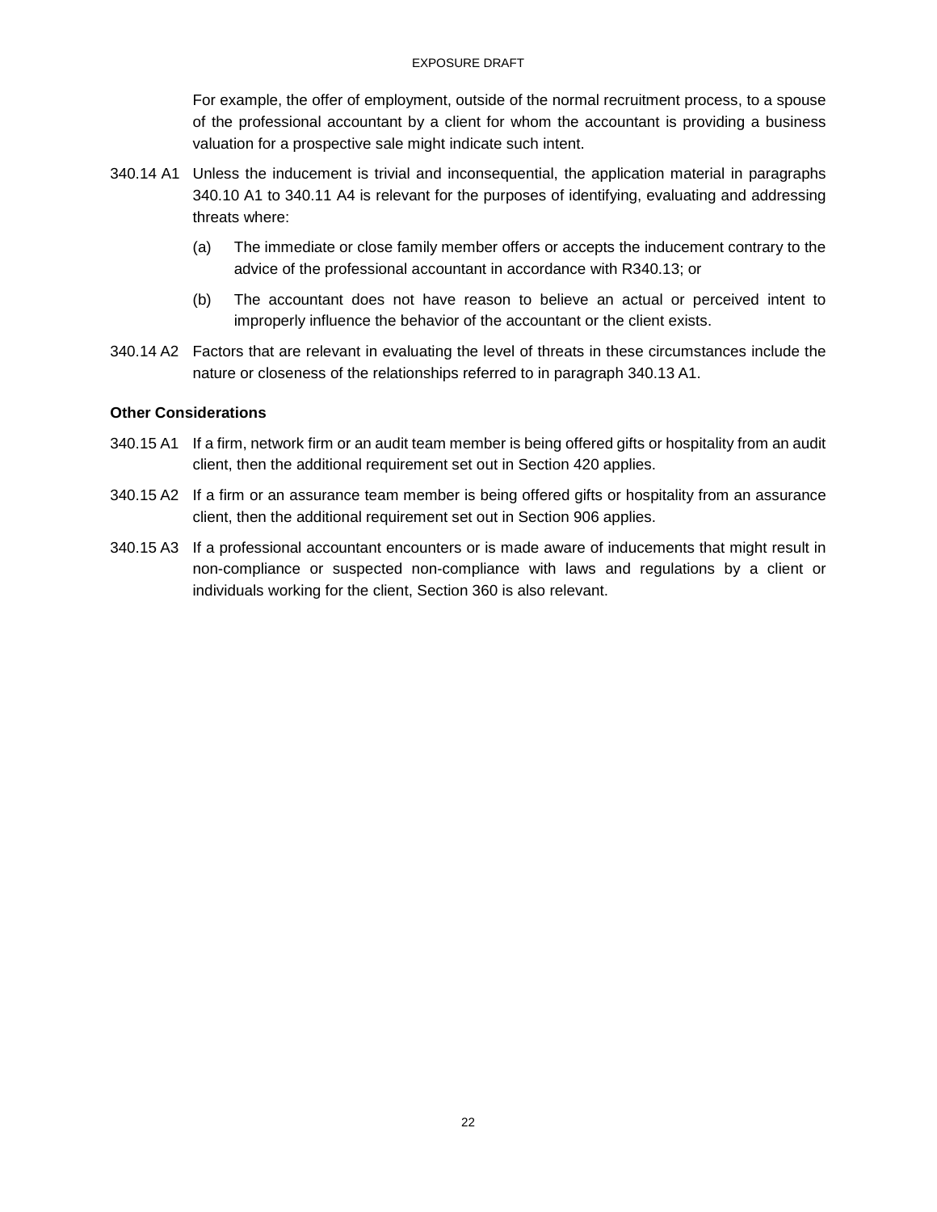For example, the offer of employment, outside of the normal recruitment process, to a spouse of the professional accountant by a client for whom the accountant is providing a business valuation for a prospective sale might indicate such intent.

340.14 A1 Unless the inducement is trivial and inconsequential, the application material in paragraphs 340.10 A1 to 340.11 A4 is relevant for the purposes of identifying, evaluating and addressing threats where:

(a) The immediate or close family member offers or accepts the inducement contrary to the advice of the professional accountant in accordance with R340.13; or

(b) The accountant does not have reason to believe an actual or perceived intent to improperly influence the behavior of the accountant or the client exists.

340.14 A2 Factors that are relevant in evaluating the level of threats in these circumstances include the nature or closeness of the relationships referred to in paragraph 340.13 A1.

**Other Considerations**

340.15 A1 If a firm, network firm or an audit team member is being offered gifts or hospitality from an audit client, then the additional requirement set out in Section 420 applies.

340.15 A2 If a firm or an assurance team member is being offered gifts or hospitality from an assurance client, then the additional requirement set out in Section 906 applies.

340.15 A3 If a professional accountant encounters or is made aware of inducements that might result in non-compliance or suspected non-compliance with laws and regulations by a client or individuals working for the client, Section 360 is also relevant.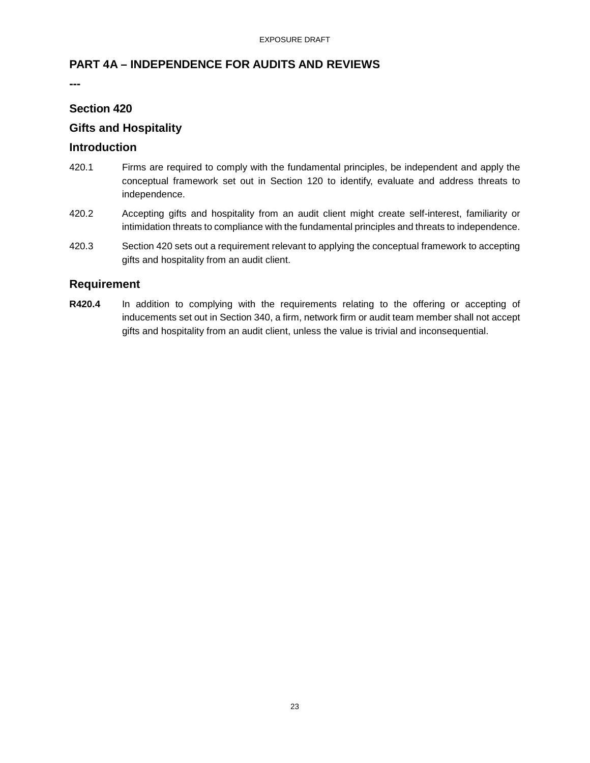## PART 4A – INDEPENDENCE FOR AUDITS AND REVIEWS

---

### Section 420

### Gifts and Hospitality

### Introduction

420.1 Firms are required to comply with the fundamental principles, be independent and apply the conceptual framework set out in Section 120 to identify, evaluate and address threats to independence.

420.2 Accepting gifts and hospitality from an audit client might create self-interest, familiarity or intimidation threats to compliance with the fundamental principles and threats to independence.

420.3 Section 420 sets out a requirement relevant to applying the conceptual framework to accepting gifts and hospitality from an audit client.

### Requirement

**R420.4** In addition to complying with the requirements relating to the offering or accepting of inducements set out in Section 340, a firm, network firm or audit team member shall not accept gifts and hospitality from an audit client, unless the value is trivial and inconsequential.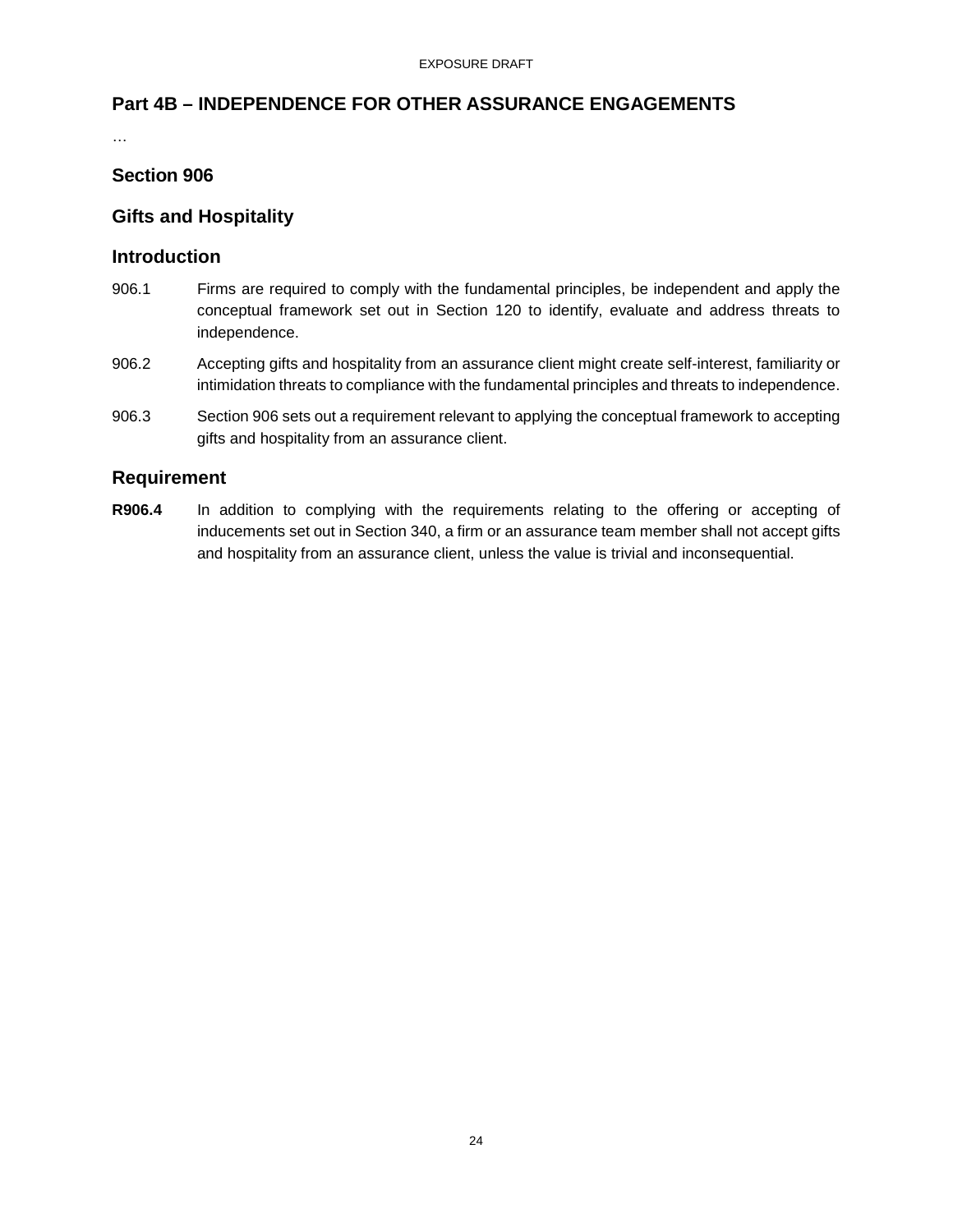## Part 4B – INDEPENDENCE FOR OTHER ASSURANCE ENGAGEMENTS

…

### Section 906

### Gifts and Hospitality

### Introduction

906.1 Firms are required to comply with the fundamental principles, be independent and apply the conceptual framework set out in Section 120 to identify, evaluate and address threats to independence.

906.2 Accepting gifts and hospitality from an assurance client might create self-interest, familiarity or intimidation threats to compliance with the fundamental principles and threats to independence.

906.3 Section 906 sets out a requirement relevant to applying the conceptual framework to accepting gifts and hospitality from an assurance client.

### Requirement

**R906.4** In addition to complying with the requirements relating to the offering or accepting of inducements set out in Section 340, a firm or an assurance team member shall not accept gifts and hospitality from an assurance client, unless the value is trivial and inconsequential.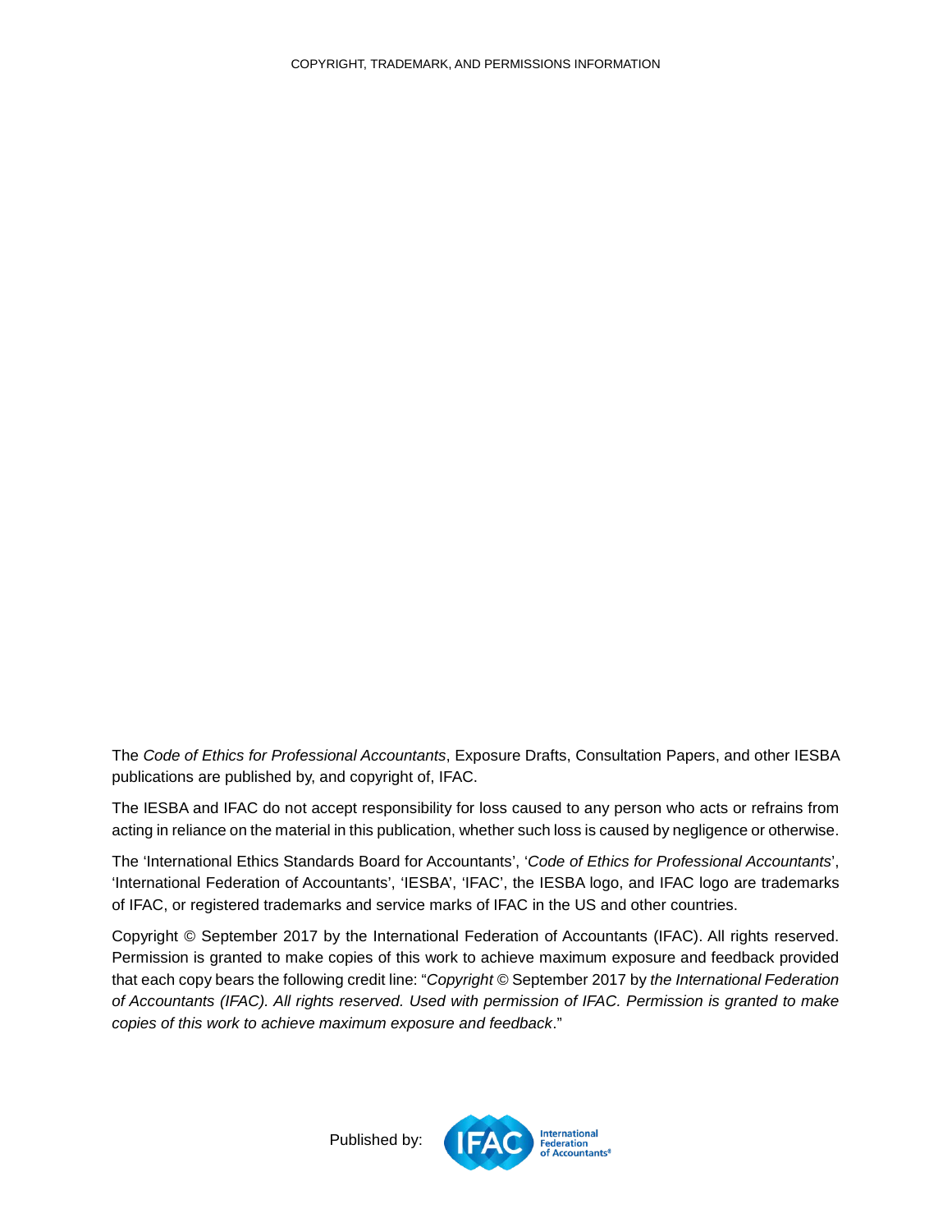COPYRIGHT, TRADEMARK, AND PERMISSIONS INFORMATION

The *Code of Ethics for Professional Accountants*, Exposure Drafts, Consultation Papers, and other IESBA publications are published by, and copyright of, IFAC.

The IESBA and IFAC do not accept responsibility for loss caused to any person who acts or refrains from acting in reliance on the material in this publication, whether such loss is caused by negligence or otherwise.

The 'International Ethics Standards Board for Accountants', '*Code of Ethics for Professional Accountants*', 'International Federation of Accountants', 'IESBA', 'IFAC', the IESBA logo, and IFAC logo are trademarks of IFAC, or registered trademarks and service marks of IFAC in the US and other countries.

Copyright © September 2017 by the International Federation of Accountants (IFAC). All rights reserved. Permission is granted to make copies of this work to achieve maximum exposure and feedback provided that each copy bears the following credit line: "*Copyright* © September 2017 by *the International Federation of Accountants (IFAC). All rights reserved. Used with permission of IFAC. Permission is granted to make copies of this work to achieve maximum exposure and feedback*."

Published by: IFAC International Federation of Accountants®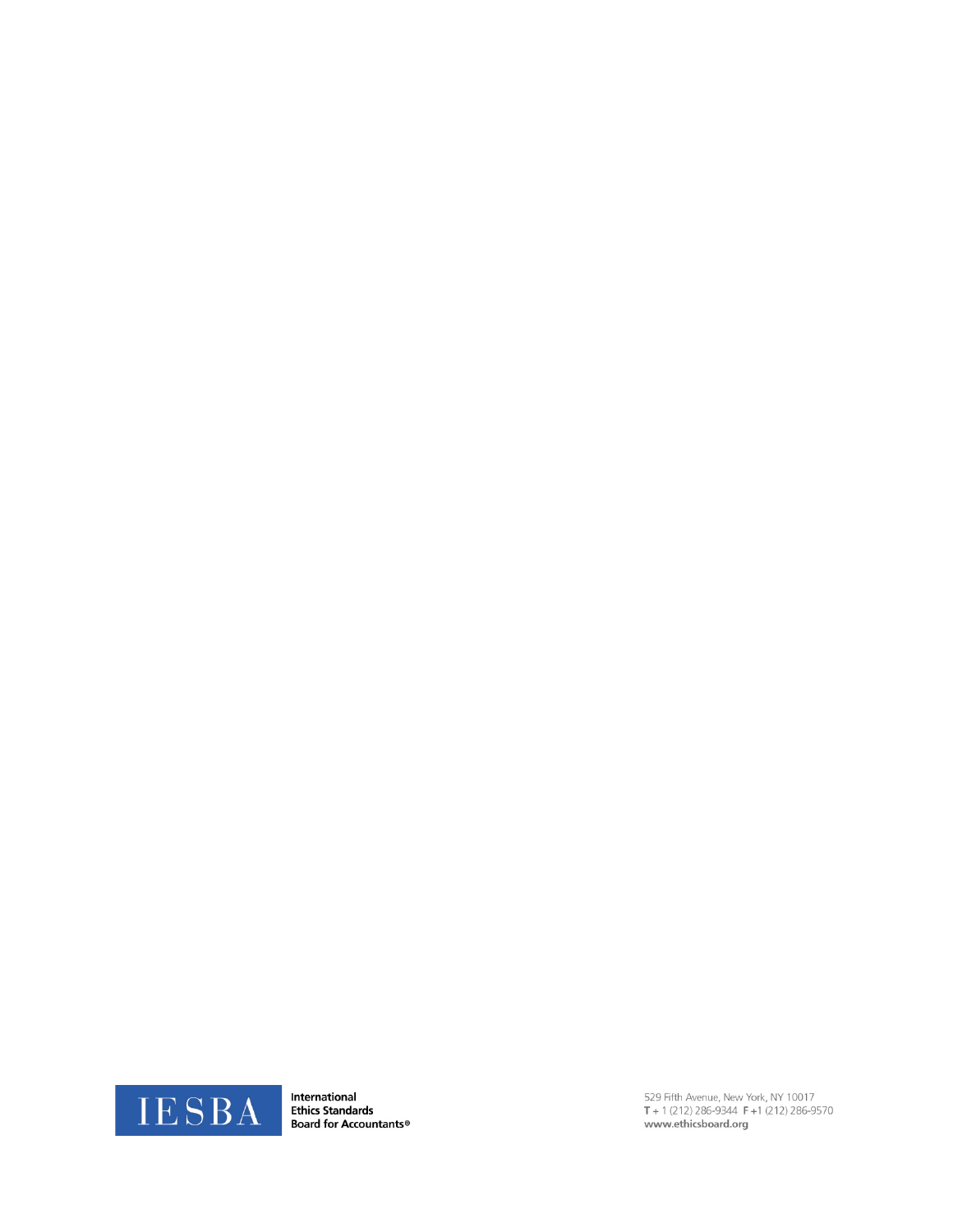IESBA

International
Ethics Standards
Board for Accountants®

529 Fifth Avenue, New York, NY 10017
**T** + 1 (212) 286-9344 **F** +1 (212) 286-9570
www.ethicsboard.org